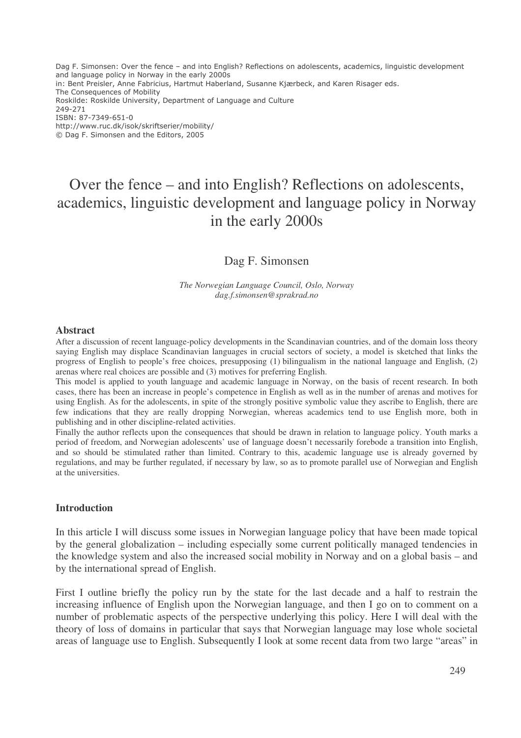Dag F. Simonsen: Over the fence – and into English? Reflections on adolescents, academics, linguistic development and language policy in Norway in the early 2000s
in: Bent Preisler, Anne Fabricius, Hartmut Haberland, Susanne Kjærbeck, and Karen Risager eds.
The Consequences of Mobility
Roskilde: Roskilde University, Department of Language and Culture
249-271
ISBN: 87-7349-651-0
http://www.ruc.dk/isok/skriftserier/mobility/
© Dag F. Simonsen and the Editors, 2005

# Over the fence – and into English? Reflections on adolescents, academics, linguistic development and language policy in Norway in the early 2000s

Dag F. Simonsen

*The Norwegian Language Council, Oslo, Norway*
*dag.f.simonsen@sprakrad.no*

## Abstract

After a discussion of recent language-policy developments in the Scandinavian countries, and of the domain loss theory saying English may displace Scandinavian languages in crucial sectors of society, a model is sketched that links the progress of English to people's free choices, presupposing (1) bilingualism in the national language and English, (2) arenas where real choices are possible and (3) motives for preferring English.

This model is applied to youth language and academic language in Norway, on the basis of recent research. In both cases, there has been an increase in people's competence in English as well as in the number of arenas and motives for using English. As for the adolescents, in spite of the strongly positive symbolic value they ascribe to English, there are few indications that they are really dropping Norwegian, whereas academics tend to use English more, both in publishing and in other discipline-related activities.

Finally the author reflects upon the consequences that should be drawn in relation to language policy. Youth marks a period of freedom, and Norwegian adolescents' use of language doesn't necessarily forebode a transition into English, and so should be stimulated rather than limited. Contrary to this, academic language use is already governed by regulations, and may be further regulated, if necessary by law, so as to promote parallel use of Norwegian and English at the universities.

## Introduction

In this article I will discuss some issues in Norwegian language policy that have been made topical by the general globalization – including especially some current politically managed tendencies in the knowledge system and also the increased social mobility in Norway and on a global basis – and by the international spread of English.

First I outline briefly the policy run by the state for the last decade and a half to restrain the increasing influence of English upon the Norwegian language, and then I go on to comment on a number of problematic aspects of the perspective underlying this policy. Here I will deal with the theory of loss of domains in particular that says that Norwegian language may lose whole societal areas of language use to English. Subsequently I look at some recent data from two large "areas" in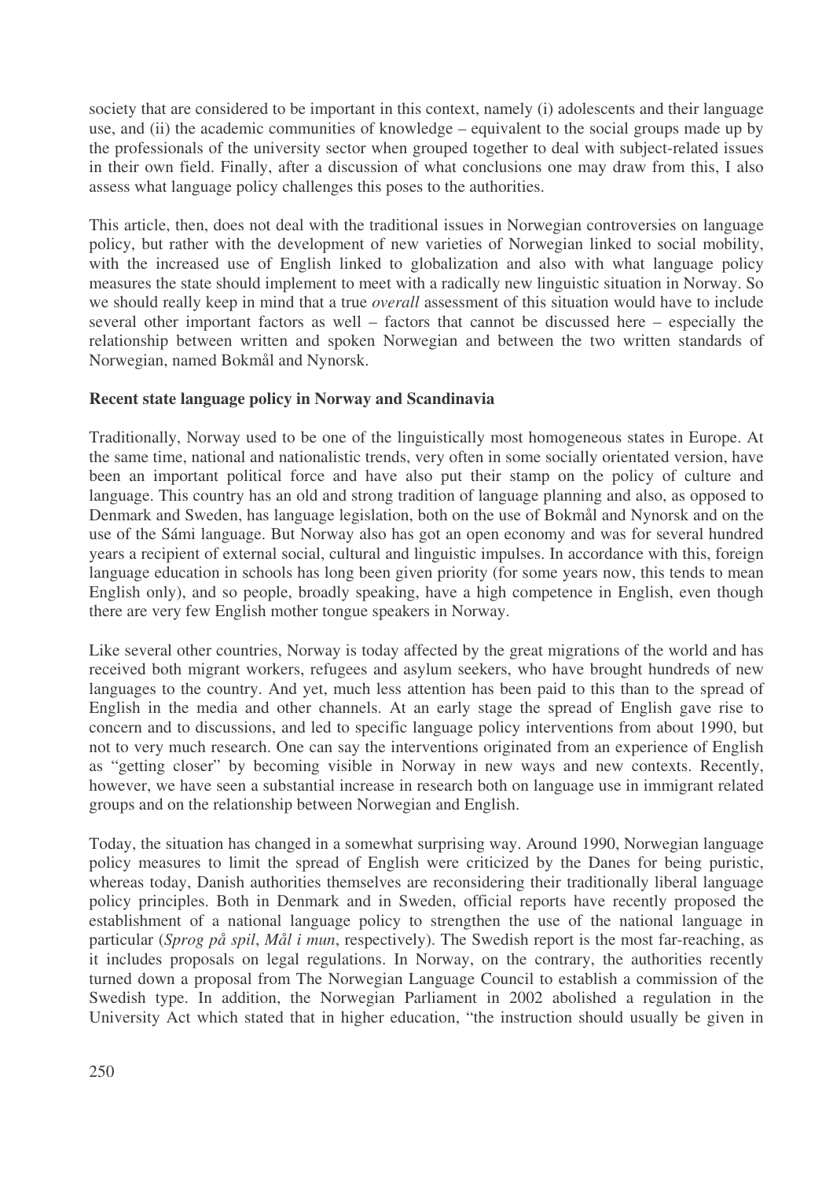society that are considered to be important in this context, namely (i) adolescents and their language use, and (ii) the academic communities of knowledge – equivalent to the social groups made up by the professionals of the university sector when grouped together to deal with subject-related issues in their own field. Finally, after a discussion of what conclusions one may draw from this, I also assess what language policy challenges this poses to the authorities.

This article, then, does not deal with the traditional issues in Norwegian controversies on language policy, but rather with the development of new varieties of Norwegian linked to social mobility, with the increased use of English linked to globalization and also with what language policy measures the state should implement to meet with a radically new linguistic situation in Norway. So we should really keep in mind that a true *overall* assessment of this situation would have to include several other important factors as well – factors that cannot be discussed here – especially the relationship between written and spoken Norwegian and between the two written standards of Norwegian, named Bokmål and Nynorsk.

## Recent state language policy in Norway and Scandinavia

Traditionally, Norway used to be one of the linguistically most homogeneous states in Europe. At the same time, national and nationalistic trends, very often in some socially orientated version, have been an important political force and have also put their stamp on the policy of culture and language. This country has an old and strong tradition of language planning and also, as opposed to Denmark and Sweden, has language legislation, both on the use of Bokmål and Nynorsk and on the use of the Sámi language. But Norway also has got an open economy and was for several hundred years a recipient of external social, cultural and linguistic impulses. In accordance with this, foreign language education in schools has long been given priority (for some years now, this tends to mean English only), and so people, broadly speaking, have a high competence in English, even though there are very few English mother tongue speakers in Norway.

Like several other countries, Norway is today affected by the great migrations of the world and has received both migrant workers, refugees and asylum seekers, who have brought hundreds of new languages to the country. And yet, much less attention has been paid to this than to the spread of English in the media and other channels. At an early stage the spread of English gave rise to concern and to discussions, and led to specific language policy interventions from about 1990, but not to very much research. One can say the interventions originated from an experience of English as "getting closer" by becoming visible in Norway in new ways and new contexts. Recently, however, we have seen a substantial increase in research both on language use in immigrant related groups and on the relationship between Norwegian and English.

Today, the situation has changed in a somewhat surprising way. Around 1990, Norwegian language policy measures to limit the spread of English were criticized by the Danes for being puristic, whereas today, Danish authorities themselves are reconsidering their traditionally liberal language policy principles. Both in Denmark and in Sweden, official reports have recently proposed the establishment of a national language policy to strengthen the use of the national language in particular (*Sprog på spil*, *Mål i mun*, respectively). The Swedish report is the most far-reaching, as it includes proposals on legal regulations. In Norway, on the contrary, the authorities recently turned down a proposal from The Norwegian Language Council to establish a commission of the Swedish type. In addition, the Norwegian Parliament in 2002 abolished a regulation in the University Act which stated that in higher education, "the instruction should usually be given in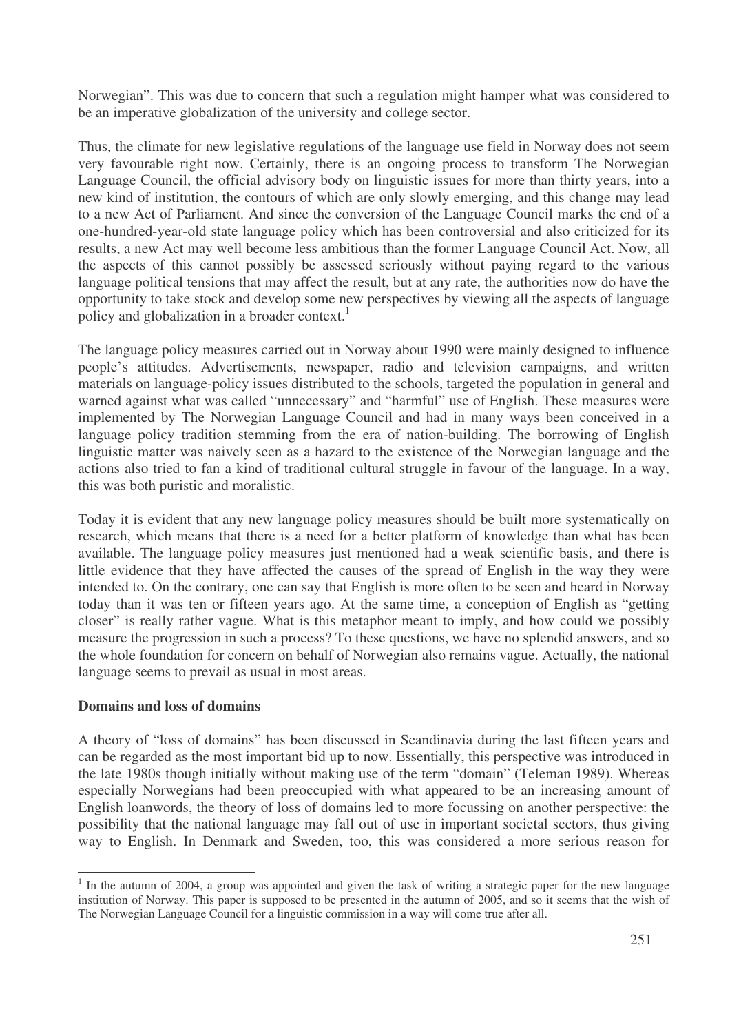Norwegian". This was due to concern that such a regulation might hamper what was considered to be an imperative globalization of the university and college sector.

Thus, the climate for new legislative regulations of the language use field in Norway does not seem very favourable right now. Certainly, there is an ongoing process to transform The Norwegian Language Council, the official advisory body on linguistic issues for more than thirty years, into a new kind of institution, the contours of which are only slowly emerging, and this change may lead to a new Act of Parliament. And since the conversion of the Language Council marks the end of a one-hundred-year-old state language policy which has been controversial and also criticized for its results, a new Act may well become less ambitious than the former Language Council Act. Now, all the aspects of this cannot possibly be assessed seriously without paying regard to the various language political tensions that may affect the result, but at any rate, the authorities now do have the opportunity to take stock and develop some new perspectives by viewing all the aspects of language policy and globalization in a broader context.[1]

The language policy measures carried out in Norway about 1990 were mainly designed to influence people's attitudes. Advertisements, newspaper, radio and television campaigns, and written materials on language-policy issues distributed to the schools, targeted the population in general and warned against what was called "unnecessary" and "harmful" use of English. These measures were implemented by The Norwegian Language Council and had in many ways been conceived in a language policy tradition stemming from the era of nation-building. The borrowing of English linguistic matter was naively seen as a hazard to the existence of the Norwegian language and the actions also tried to fan a kind of traditional cultural struggle in favour of the language. In a way, this was both puristic and moralistic.

Today it is evident that any new language policy measures should be built more systematically on research, which means that there is a need for a better platform of knowledge than what has been available. The language policy measures just mentioned had a weak scientific basis, and there is little evidence that they have affected the causes of the spread of English in the way they were intended to. On the contrary, one can say that English is more often to be seen and heard in Norway today than it was ten or fifteen years ago. At the same time, a conception of English as "getting closer" is really rather vague. What is this metaphor meant to imply, and how could we possibly measure the progression in such a process? To these questions, we have no splendid answers, and so the whole foundation for concern on behalf of Norwegian also remains vague. Actually, the national language seems to prevail as usual in most areas.

**Domains and loss of domains**

A theory of "loss of domains" has been discussed in Scandinavia during the last fifteen years and can be regarded as the most important bid up to now. Essentially, this perspective was introduced in the late 1980s though initially without making use of the term "domain" (Teleman 1989). Whereas especially Norwegians had been preoccupied with what appeared to be an increasing amount of English loanwords, the theory of loss of domains led to more focussing on another perspective: the possibility that the national language may fall out of use in important societal sectors, thus giving way to English. In Denmark and Sweden, too, this was considered a more serious reason for

[1] In the autumn of 2004, a group was appointed and given the task of writing a strategic paper for the new language institution of Norway. This paper is supposed to be presented in the autumn of 2005, and so it seems that the wish of The Norwegian Language Council for a linguistic commission in a way will come true after all.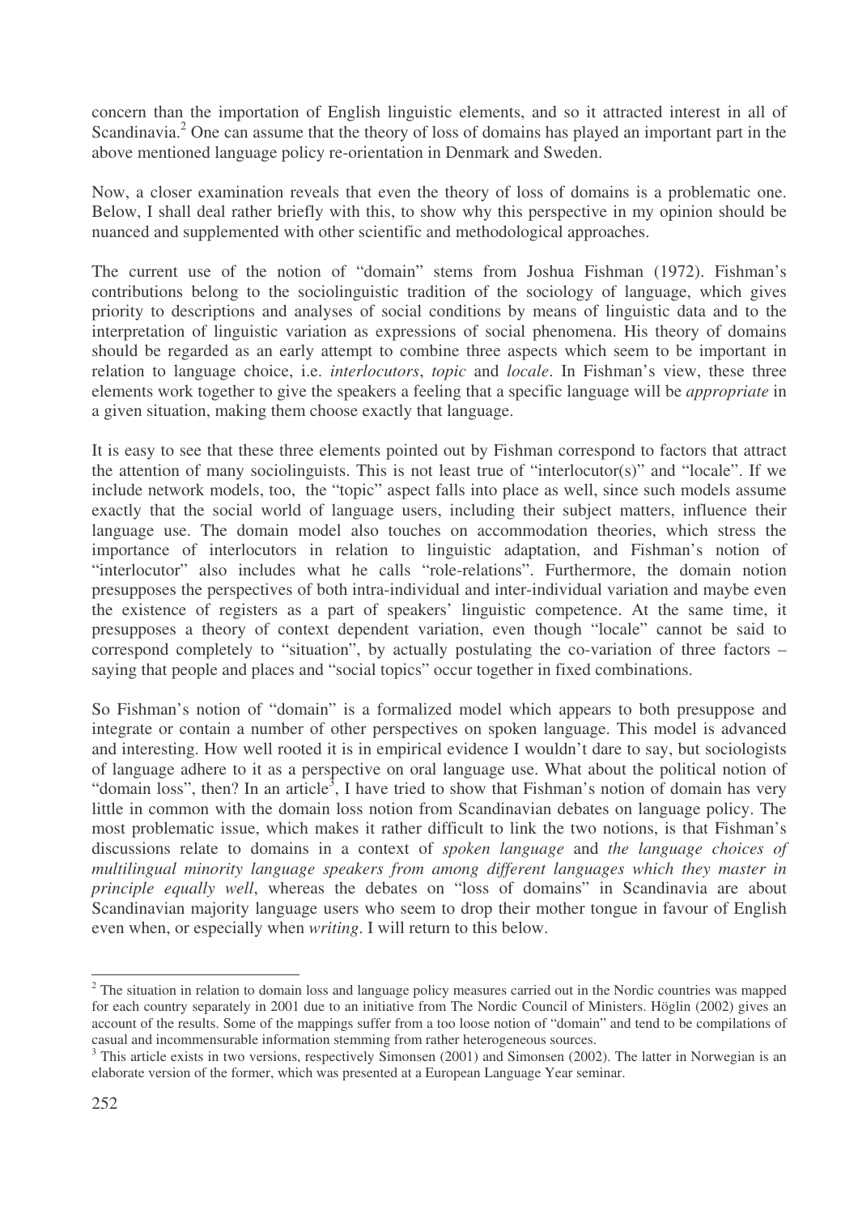concern than the importation of English linguistic elements, and so it attracted interest in all of Scandinavia.[2] One can assume that the theory of loss of domains has played an important part in the above mentioned language policy re-orientation in Denmark and Sweden.

Now, a closer examination reveals that even the theory of loss of domains is a problematic one. Below, I shall deal rather briefly with this, to show why this perspective in my opinion should be nuanced and supplemented with other scientific and methodological approaches.

The current use of the notion of "domain" stems from Joshua Fishman (1972). Fishman's contributions belong to the sociolinguistic tradition of the sociology of language, which gives priority to descriptions and analyses of social conditions by means of linguistic data and to the interpretation of linguistic variation as expressions of social phenomena. His theory of domains should be regarded as an early attempt to combine three aspects which seem to be important in relation to language choice, i.e. *interlocutors*, *topic* and *locale*. In Fishman's view, these three elements work together to give the speakers a feeling that a specific language will be *appropriate* in a given situation, making them choose exactly that language.

It is easy to see that these three elements pointed out by Fishman correspond to factors that attract the attention of many sociolinguists. This is not least true of "interlocutor(s)" and "locale". If we include network models, too, the "topic" aspect falls into place as well, since such models assume exactly that the social world of language users, including their subject matters, influence their language use. The domain model also touches on accommodation theories, which stress the importance of interlocutors in relation to linguistic adaptation, and Fishman's notion of "interlocutor" also includes what he calls "role-relations". Furthermore, the domain notion presupposes the perspectives of both intra-individual and inter-individual variation and maybe even the existence of registers as a part of speakers' linguistic competence. At the same time, it presupposes a theory of context dependent variation, even though "locale" cannot be said to correspond completely to "situation", by actually postulating the co-variation of three factors – saying that people and places and "social topics" occur together in fixed combinations.

So Fishman's notion of "domain" is a formalized model which appears to both presuppose and integrate or contain a number of other perspectives on spoken language. This model is advanced and interesting. How well rooted it is in empirical evidence I wouldn't dare to say, but sociologists of language adhere to it as a perspective on oral language use. What about the political notion of "domain loss", then? In an article[3], I have tried to show that Fishman's notion of domain has very little in common with the domain loss notion from Scandinavian debates on language policy. The most problematic issue, which makes it rather difficult to link the two notions, is that Fishman's discussions relate to domains in a context of *spoken language* and *the language choices of multilingual minority language speakers from among different languages which they master in principle equally well*, whereas the debates on "loss of domains" in Scandinavia are about Scandinavian majority language users who seem to drop their mother tongue in favour of English even when, or especially when *writing*. I will return to this below.

---

[2] The situation in relation to domain loss and language policy measures carried out in the Nordic countries was mapped for each country separately in 2001 due to an initiative from The Nordic Council of Ministers. Höglin (2002) gives an account of the results. Some of the mappings suffer from a too loose notion of "domain" and tend to be compilations of casual and incommensurable information stemming from rather heterogeneous sources.

[3] This article exists in two versions, respectively Simonsen (2001) and Simonsen (2002). The latter in Norwegian is an elaborate version of the former, which was presented at a European Language Year seminar.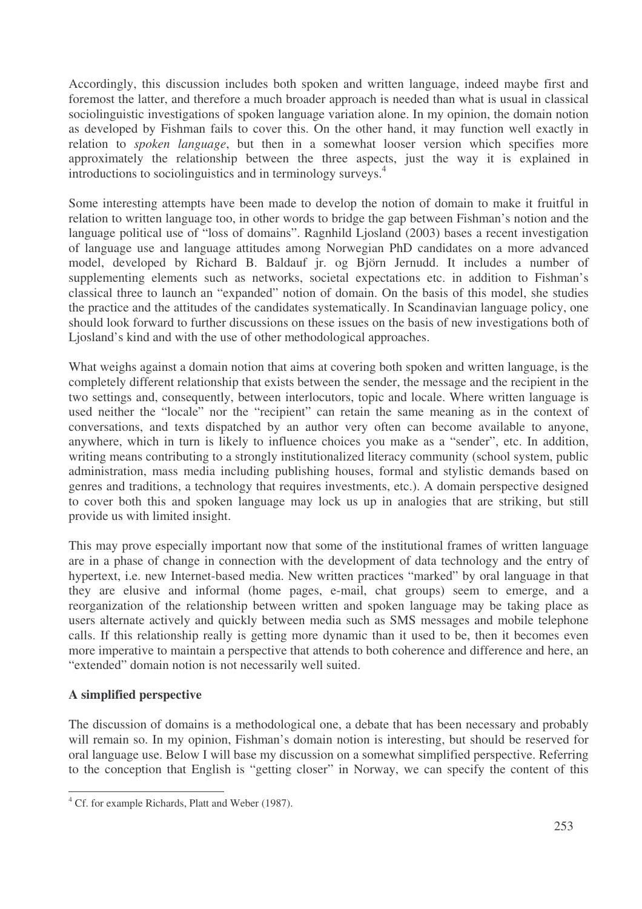Accordingly, this discussion includes both spoken and written language, indeed maybe first and foremost the latter, and therefore a much broader approach is needed than what is usual in classical sociolinguistic investigations of spoken language variation alone. In my opinion, the domain notion as developed by Fishman fails to cover this. On the other hand, it may function well exactly in relation to *spoken language*, but then in a somewhat looser version which specifies more approximately the relationship between the three aspects, just the way it is explained in introductions to sociolinguistics and in terminology surveys.[4]

Some interesting attempts have been made to develop the notion of domain to make it fruitful in relation to written language too, in other words to bridge the gap between Fishman's notion and the language political use of "loss of domains". Ragnhild Ljosland (2003) bases a recent investigation of language use and language attitudes among Norwegian PhD candidates on a more advanced model, developed by Richard B. Baldauf jr. og Björn Jernudd. It includes a number of supplementing elements such as networks, societal expectations etc. in addition to Fishman's classical three to launch an "expanded" notion of domain. On the basis of this model, she studies the practice and the attitudes of the candidates systematically. In Scandinavian language policy, one should look forward to further discussions on these issues on the basis of new investigations both of Ljosland's kind and with the use of other methodological approaches.

What weighs against a domain notion that aims at covering both spoken and written language, is the completely different relationship that exists between the sender, the message and the recipient in the two settings and, consequently, between interlocutors, topic and locale. Where written language is used neither the "locale" nor the "recipient" can retain the same meaning as in the context of conversations, and texts dispatched by an author very often can become available to anyone, anywhere, which in turn is likely to influence choices you make as a "sender", etc. In addition, writing means contributing to a strongly institutionalized literacy community (school system, public administration, mass media including publishing houses, formal and stylistic demands based on genres and traditions, a technology that requires investments, etc.). A domain perspective designed to cover both this and spoken language may lock us up in analogies that are striking, but still provide us with limited insight.

This may prove especially important now that some of the institutional frames of written language are in a phase of change in connection with the development of data technology and the entry of hypertext, i.e. new Internet-based media. New written practices "marked" by oral language in that they are elusive and informal (home pages, e-mail, chat groups) seem to emerge, and a reorganization of the relationship between written and spoken language may be taking place as users alternate actively and quickly between media such as SMS messages and mobile telephone calls. If this relationship really is getting more dynamic than it used to be, then it becomes even more imperative to maintain a perspective that attends to both coherence and difference and here, an "extended" domain notion is not necessarily well suited.

### A simplified perspective

The discussion of domains is a methodological one, a debate that has been necessary and probably will remain so. In my opinion, Fishman's domain notion is interesting, but should be reserved for oral language use. Below I will base my discussion on a somewhat simplified perspective. Referring to the conception that English is "getting closer" in Norway, we can specify the content of this

[4] Cf. for example Richards, Platt and Weber (1987).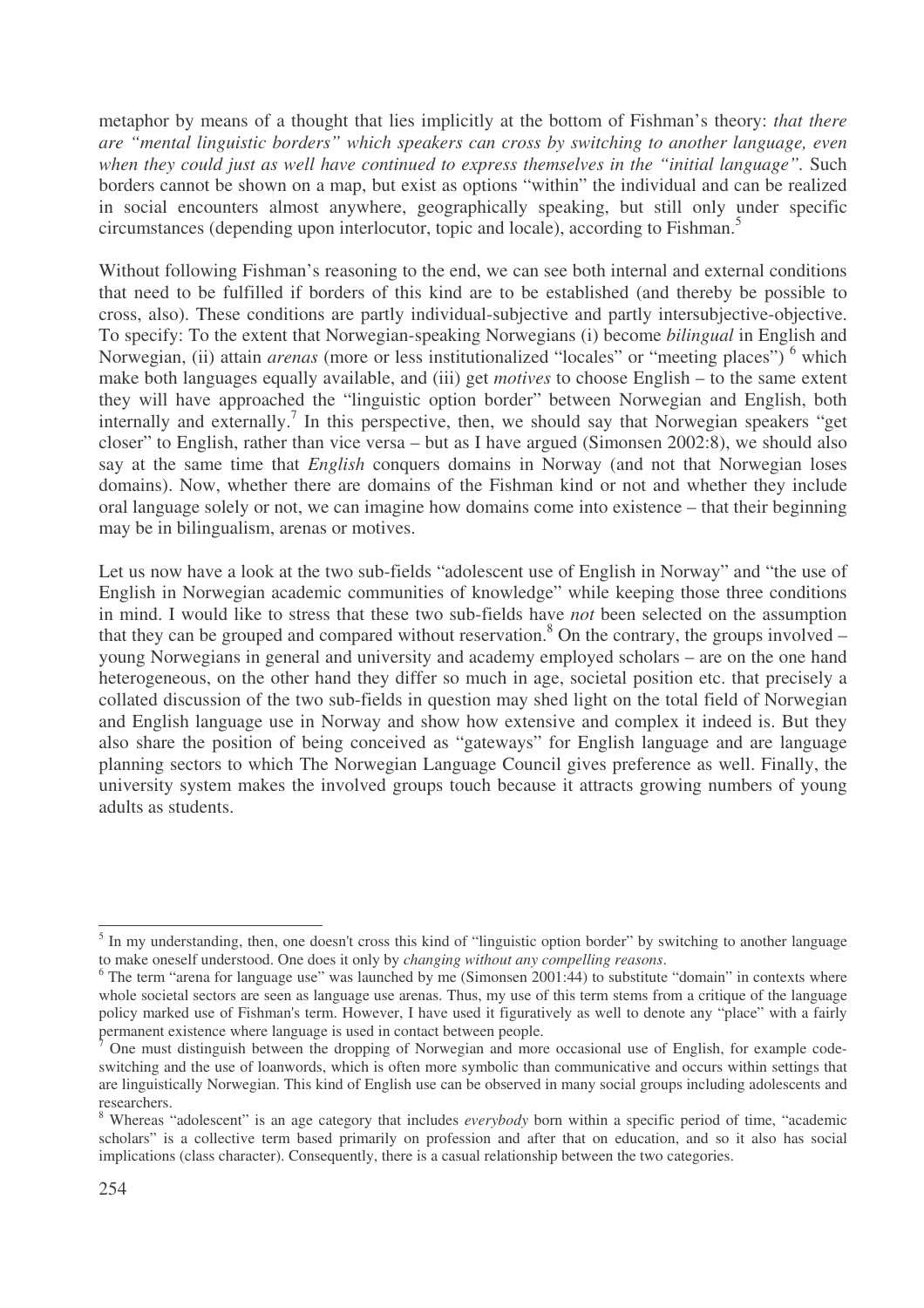metaphor by means of a thought that lies implicitly at the bottom of Fishman's theory: *that there are "mental linguistic borders" which speakers can cross by switching to another language, even when they could just as well have continued to express themselves in the "initial language"*. Such borders cannot be shown on a map, but exist as options "within" the individual and can be realized in social encounters almost anywhere, geographically speaking, but still only under specific circumstances (depending upon interlocutor, topic and locale), according to Fishman.[5]

Without following Fishman's reasoning to the end, we can see both internal and external conditions that need to be fulfilled if borders of this kind are to be established (and thereby be possible to cross, also). These conditions are partly individual-subjective and partly intersubjective-objective. To specify: To the extent that Norwegian-speaking Norwegians (i) become *bilingual* in English and Norwegian, (ii) attain *arenas* (more or less institutionalized "locales" or "meeting places")[6] which make both languages equally available, and (iii) get *motives* to choose English – to the same extent they will have approached the "linguistic option border" between Norwegian and English, both internally and externally.[7] In this perspective, then, we should say that Norwegian speakers "get closer" to English, rather than vice versa – but as I have argued (Simonsen 2002:8), we should also say at the same time that *English* conquers domains in Norway (and not that Norwegian loses domains). Now, whether there are domains of the Fishman kind or not and whether they include oral language solely or not, we can imagine how domains come into existence – that their beginning may be in bilingualism, arenas or motives.

Let us now have a look at the two sub-fields "adolescent use of English in Norway" and "the use of English in Norwegian academic communities of knowledge" while keeping those three conditions in mind. I would like to stress that these two sub-fields have *not* been selected on the assumption that they can be grouped and compared without reservation.[8] On the contrary, the groups involved – young Norwegians in general and university and academy employed scholars – are on the one hand heterogeneous, on the other hand they differ so much in age, societal position etc. that precisely a collated discussion of the two sub-fields in question may shed light on the total field of Norwegian and English language use in Norway and show how extensive and complex it indeed is. But they also share the position of being conceived as "gateways" for English language and are language planning sectors to which The Norwegian Language Council gives preference as well. Finally, the university system makes the involved groups touch because it attracts growing numbers of young adults as students.

---

[5] In my understanding, then, one doesn't cross this kind of "linguistic option border" by switching to another language to make oneself understood. One does it only by *changing without any compelling reasons*.

[6] The term "arena for language use" was launched by me (Simonsen 2001:44) to substitute "domain" in contexts where whole societal sectors are seen as language use arenas. Thus, my use of this term stems from a critique of the language policy marked use of Fishman's term. However, I have used it figuratively as well to denote any "place" with a fairly permanent existence where language is used in contact between people.

[7] One must distinguish between the dropping of Norwegian and more occasional use of English, for example code-switching and the use of loanwords, which is often more symbolic than communicative and occurs within settings that are linguistically Norwegian. This kind of English use can be observed in many social groups including adolescents and researchers.

[8] Whereas "adolescent" is an age category that includes *everybody* born within a specific period of time, "academic scholars" is a collective term based primarily on profession and after that on education, and so it also has social implications (class character). Consequently, there is a casual relationship between the two categories.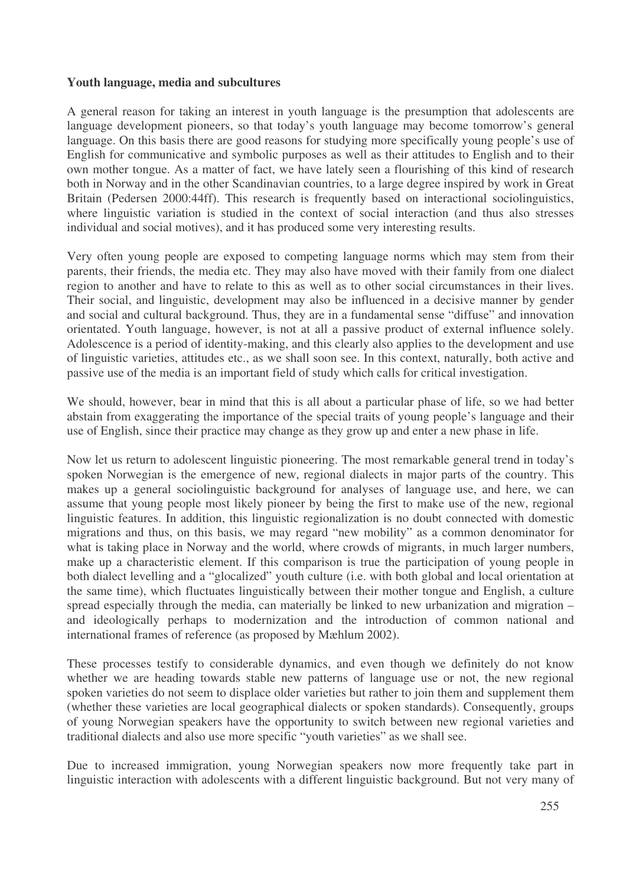**Youth language, media and subcultures**

A general reason for taking an interest in youth language is the presumption that adolescents are language development pioneers, so that today's youth language may become tomorrow's general language. On this basis there are good reasons for studying more specifically young people's use of English for communicative and symbolic purposes as well as their attitudes to English and to their own mother tongue. As a matter of fact, we have lately seen a flourishing of this kind of research both in Norway and in the other Scandinavian countries, to a large degree inspired by work in Great Britain (Pedersen 2000:44ff). This research is frequently based on interactional sociolinguistics, where linguistic variation is studied in the context of social interaction (and thus also stresses individual and social motives), and it has produced some very interesting results.

Very often young people are exposed to competing language norms which may stem from their parents, their friends, the media etc. They may also have moved with their family from one dialect region to another and have to relate to this as well as to other social circumstances in their lives. Their social, and linguistic, development may also be influenced in a decisive manner by gender and social and cultural background. Thus, they are in a fundamental sense "diffuse" and innovation orientated. Youth language, however, is not at all a passive product of external influence solely. Adolescence is a period of identity-making, and this clearly also applies to the development and use of linguistic varieties, attitudes etc., as we shall soon see. In this context, naturally, both active and passive use of the media is an important field of study which calls for critical investigation.

We should, however, bear in mind that this is all about a particular phase of life, so we had better abstain from exaggerating the importance of the special traits of young people's language and their use of English, since their practice may change as they grow up and enter a new phase in life.

Now let us return to adolescent linguistic pioneering. The most remarkable general trend in today's spoken Norwegian is the emergence of new, regional dialects in major parts of the country. This makes up a general sociolinguistic background for analyses of language use, and here, we can assume that young people most likely pioneer by being the first to make use of the new, regional linguistic features. In addition, this linguistic regionalization is no doubt connected with domestic migrations and thus, on this basis, we may regard "new mobility" as a common denominator for what is taking place in Norway and the world, where crowds of migrants, in much larger numbers, make up a characteristic element. If this comparison is true the participation of young people in both dialect levelling and a "glocalized" youth culture (i.e. with both global and local orientation at the same time), which fluctuates linguistically between their mother tongue and English, a culture spread especially through the media, can materially be linked to new urbanization and migration – and ideologically perhaps to modernization and the introduction of common national and international frames of reference (as proposed by Mæhlum 2002).

These processes testify to considerable dynamics, and even though we definitely do not know whether we are heading towards stable new patterns of language use or not, the new regional spoken varieties do not seem to displace older varieties but rather to join them and supplement them (whether these varieties are local geographical dialects or spoken standards). Consequently, groups of young Norwegian speakers have the opportunity to switch between new regional varieties and traditional dialects and also use more specific "youth varieties" as we shall see.

Due to increased immigration, young Norwegian speakers now more frequently take part in linguistic interaction with adolescents with a different linguistic background. But not very many of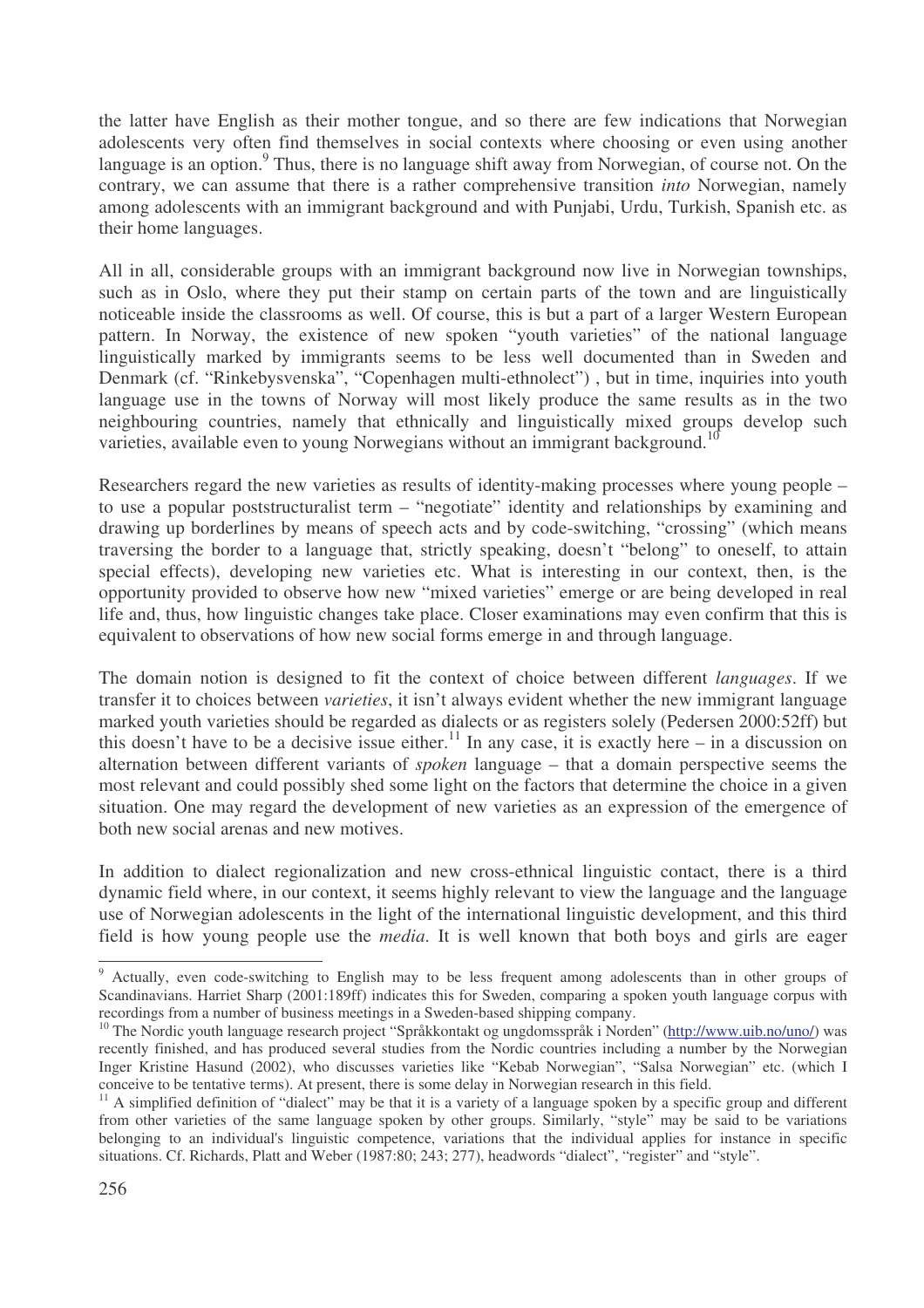the latter have English as their mother tongue, and so there are few indications that Norwegian adolescents very often find themselves in social contexts where choosing or even using another language is an option.[9] Thus, there is no language shift away from Norwegian, of course not. On the contrary, we can assume that there is a rather comprehensive transition *into* Norwegian, namely among adolescents with an immigrant background and with Punjabi, Urdu, Turkish, Spanish etc. as their home languages.

All in all, considerable groups with an immigrant background now live in Norwegian townships, such as in Oslo, where they put their stamp on certain parts of the town and are linguistically noticeable inside the classrooms as well. Of course, this is but a part of a larger Western European pattern. In Norway, the existence of new spoken "youth varieties" of the national language linguistically marked by immigrants seems to be less well documented than in Sweden and Denmark (cf. "Rinkebysvenska", "Copenhagen multi-ethnolect") , but in time, inquiries into youth language use in the towns of Norway will most likely produce the same results as in the two neighbouring countries, namely that ethnically and linguistically mixed groups develop such varieties, available even to young Norwegians without an immigrant background.[10]

Researchers regard the new varieties as results of identity-making processes where young people – to use a popular poststructuralist term – "negotiate" identity and relationships by examining and drawing up borderlines by means of speech acts and by code-switching, "crossing" (which means traversing the border to a language that, strictly speaking, doesn't "belong" to oneself, to attain special effects), developing new varieties etc. What is interesting in our context, then, is the opportunity provided to observe how new "mixed varieties" emerge or are being developed in real life and, thus, how linguistic changes take place. Closer examinations may even confirm that this is equivalent to observations of how new social forms emerge in and through language.

The domain notion is designed to fit the context of choice between different *languages*. If we transfer it to choices between *varieties*, it isn't always evident whether the new immigrant language marked youth varieties should be regarded as dialects or as registers solely (Pedersen 2000:52ff) but this doesn't have to be a decisive issue either.[11] In any case, it is exactly here – in a discussion on alternation between different variants of *spoken* language – that a domain perspective seems the most relevant and could possibly shed some light on the factors that determine the choice in a given situation. One may regard the development of new varieties as an expression of the emergence of both new social arenas and new motives.

In addition to dialect regionalization and new cross-ethnical linguistic contact, there is a third dynamic field where, in our context, it seems highly relevant to view the language and the language use of Norwegian adolescents in the light of the international linguistic development, and this third field is how young people use the *media*. It is well known that both boys and girls are eager

---

[9] Actually, even code-switching to English may to be less frequent among adolescents than in other groups of Scandinavians. Harriet Sharp (2001:189ff) indicates this for Sweden, comparing a spoken youth language corpus with recordings from a number of business meetings in a Sweden-based shipping company.

[10] The Nordic youth language research project "Språkkontakt og ungdomsspråk i Norden" (http://www.uib.no/uno/) was recently finished, and has produced several studies from the Nordic countries including a number by the Norwegian Inger Kristine Hasund (2002), who discusses varieties like "Kebab Norwegian", "Salsa Norwegian" etc. (which I conceive to be tentative terms). At present, there is some delay in Norwegian research in this field.

[11] A simplified definition of "dialect" may be that it is a variety of a language spoken by a specific group and different from other varieties of the same language spoken by other groups. Similarly, "style" may be said to be variations belonging to an individual's linguistic competence, variations that the individual applies for instance in specific situations. Cf. Richards, Platt and Weber (1987:80; 243; 277), headwords "dialect", "register" and "style".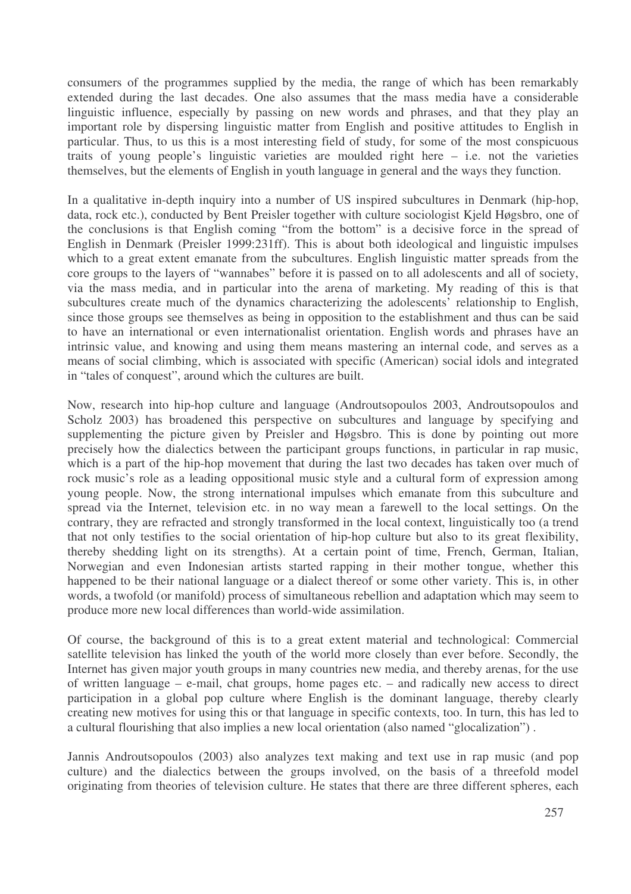consumers of the programmes supplied by the media, the range of which has been remarkably extended during the last decades. One also assumes that the mass media have a considerable linguistic influence, especially by passing on new words and phrases, and that they play an important role by dispersing linguistic matter from English and positive attitudes to English in particular. Thus, to us this is a most interesting field of study, for some of the most conspicuous traits of young people's linguistic varieties are moulded right here – i.e. not the varieties themselves, but the elements of English in youth language in general and the ways they function.

In a qualitative in-depth inquiry into a number of US inspired subcultures in Denmark (hip-hop, data, rock etc.), conducted by Bent Preisler together with culture sociologist Kjeld Høgsbro, one of the conclusions is that English coming "from the bottom" is a decisive force in the spread of English in Denmark (Preisler 1999:231ff). This is about both ideological and linguistic impulses which to a great extent emanate from the subcultures. English linguistic matter spreads from the core groups to the layers of "wannabes" before it is passed on to all adolescents and all of society, via the mass media, and in particular into the arena of marketing. My reading of this is that subcultures create much of the dynamics characterizing the adolescents' relationship to English, since those groups see themselves as being in opposition to the establishment and thus can be said to have an international or even internationalist orientation. English words and phrases have an intrinsic value, and knowing and using them means mastering an internal code, and serves as a means of social climbing, which is associated with specific (American) social idols and integrated in "tales of conquest", around which the cultures are built.

Now, research into hip-hop culture and language (Androutsopoulos 2003, Androutsopoulos and Scholz 2003) has broadened this perspective on subcultures and language by specifying and supplementing the picture given by Preisler and Høgsbro. This is done by pointing out more precisely how the dialectics between the participant groups functions, in particular in rap music, which is a part of the hip-hop movement that during the last two decades has taken over much of rock music's role as a leading oppositional music style and a cultural form of expression among young people. Now, the strong international impulses which emanate from this subculture and spread via the Internet, television etc. in no way mean a farewell to the local settings. On the contrary, they are refracted and strongly transformed in the local context, linguistically too (a trend that not only testifies to the social orientation of hip-hop culture but also to its great flexibility, thereby shedding light on its strengths). At a certain point of time, French, German, Italian, Norwegian and even Indonesian artists started rapping in their mother tongue, whether this happened to be their national language or a dialect thereof or some other variety. This is, in other words, a twofold (or manifold) process of simultaneous rebellion and adaptation which may seem to produce more new local differences than world-wide assimilation.

Of course, the background of this is to a great extent material and technological: Commercial satellite television has linked the youth of the world more closely than ever before. Secondly, the Internet has given major youth groups in many countries new media, and thereby arenas, for the use of written language – e-mail, chat groups, home pages etc. – and radically new access to direct participation in a global pop culture where English is the dominant language, thereby clearly creating new motives for using this or that language in specific contexts, too. In turn, this has led to a cultural flourishing that also implies a new local orientation (also named "glocalization") .

Jannis Androutsopoulos (2003) also analyzes text making and text use in rap music (and pop culture) and the dialectics between the groups involved, on the basis of a threefold model originating from theories of television culture. He states that there are three different spheres, each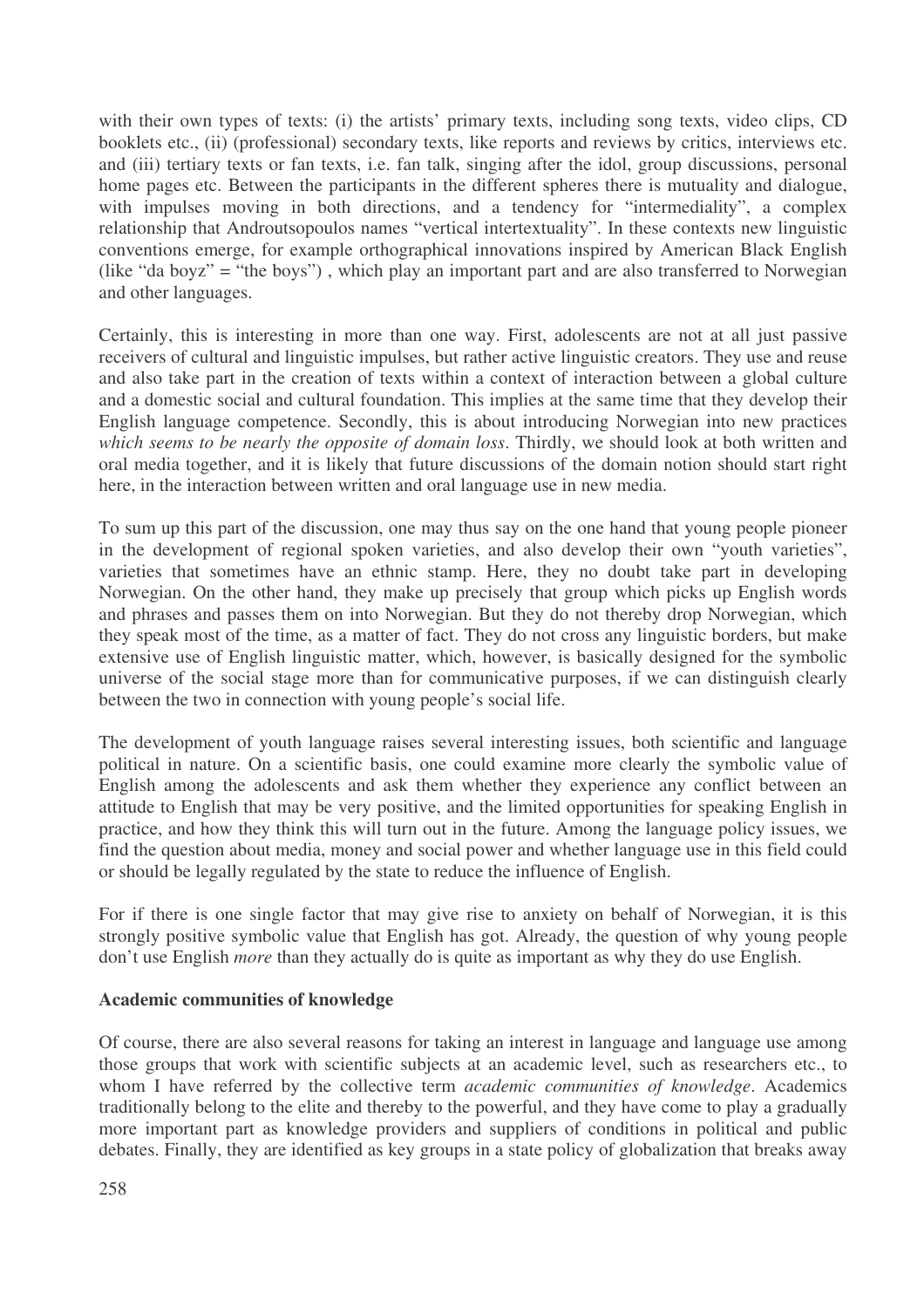with their own types of texts: (i) the artists' primary texts, including song texts, video clips, CD booklets etc., (ii) (professional) secondary texts, like reports and reviews by critics, interviews etc. and (iii) tertiary texts or fan texts, i.e. fan talk, singing after the idol, group discussions, personal home pages etc. Between the participants in the different spheres there is mutuality and dialogue, with impulses moving in both directions, and a tendency for "intermediality", a complex relationship that Androutsopoulos names "vertical intertextuality". In these contexts new linguistic conventions emerge, for example orthographical innovations inspired by American Black English (like "da boyz" = "the boys") , which play an important part and are also transferred to Norwegian and other languages.

Certainly, this is interesting in more than one way. First, adolescents are not at all just passive receivers of cultural and linguistic impulses, but rather active linguistic creators. They use and reuse and also take part in the creation of texts within a context of interaction between a global culture and a domestic social and cultural foundation. This implies at the same time that they develop their English language competence. Secondly, this is about introducing Norwegian into new practices *which seems to be nearly the opposite of domain loss*. Thirdly, we should look at both written and oral media together, and it is likely that future discussions of the domain notion should start right here, in the interaction between written and oral language use in new media.

To sum up this part of the discussion, one may thus say on the one hand that young people pioneer in the development of regional spoken varieties, and also develop their own "youth varieties", varieties that sometimes have an ethnic stamp. Here, they no doubt take part in developing Norwegian. On the other hand, they make up precisely that group which picks up English words and phrases and passes them on into Norwegian. But they do not thereby drop Norwegian, which they speak most of the time, as a matter of fact. They do not cross any linguistic borders, but make extensive use of English linguistic matter, which, however, is basically designed for the symbolic universe of the social stage more than for communicative purposes, if we can distinguish clearly between the two in connection with young people's social life.

The development of youth language raises several interesting issues, both scientific and language political in nature. On a scientific basis, one could examine more clearly the symbolic value of English among the adolescents and ask them whether they experience any conflict between an attitude to English that may be very positive, and the limited opportunities for speaking English in practice, and how they think this will turn out in the future. Among the language policy issues, we find the question about media, money and social power and whether language use in this field could or should be legally regulated by the state to reduce the influence of English.

For if there is one single factor that may give rise to anxiety on behalf of Norwegian, it is this strongly positive symbolic value that English has got. Already, the question of why young people don't use English *more* than they actually do is quite as important as why they do use English.

**Academic communities of knowledge**

Of course, there are also several reasons for taking an interest in language and language use among those groups that work with scientific subjects at an academic level, such as researchers etc., to whom I have referred by the collective term *academic communities of knowledge*. Academics traditionally belong to the elite and thereby to the powerful, and they have come to play a gradually more important part as knowledge providers and suppliers of conditions in political and public debates. Finally, they are identified as key groups in a state policy of globalization that breaks away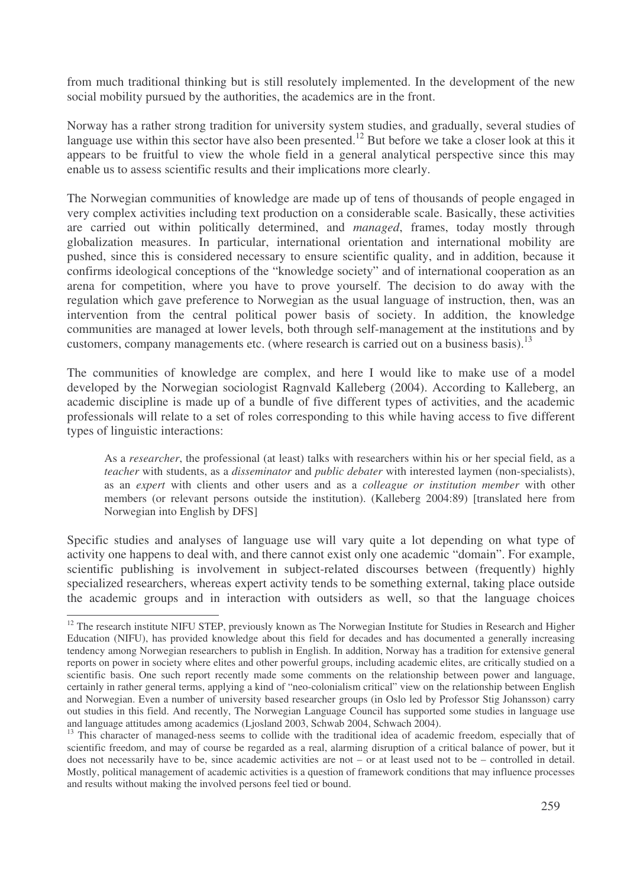from much traditional thinking but is still resolutely implemented. In the development of the new social mobility pursued by the authorities, the academics are in the front.

Norway has a rather strong tradition for university system studies, and gradually, several studies of language use within this sector have also been presented.[12] But before we take a closer look at this it appears to be fruitful to view the whole field in a general analytical perspective since this may enable us to assess scientific results and their implications more clearly.

The Norwegian communities of knowledge are made up of tens of thousands of people engaged in very complex activities including text production on a considerable scale. Basically, these activities are carried out within politically determined, and *managed*, frames, today mostly through globalization measures. In particular, international orientation and international mobility are pushed, since this is considered necessary to ensure scientific quality, and in addition, because it confirms ideological conceptions of the "knowledge society" and of international cooperation as an arena for competition, where you have to prove yourself. The decision to do away with the regulation which gave preference to Norwegian as the usual language of instruction, then, was an intervention from the central political power basis of society. In addition, the knowledge communities are managed at lower levels, both through self-management at the institutions and by customers, company managements etc. (where research is carried out on a business basis).[13]

The communities of knowledge are complex, and here I would like to make use of a model developed by the Norwegian sociologist Ragnvald Kalleberg (2004). According to Kalleberg, an academic discipline is made up of a bundle of five different types of activities, and the academic professionals will relate to a set of roles corresponding to this while having access to five different types of linguistic interactions:

> As a *researcher*, the professional (at least) talks with researchers within his or her special field, as a *teacher* with students, as a *disseminator* and *public debater* with interested laymen (non-specialists), as an *expert* with clients and other users and as a *colleague or institution member* with other members (or relevant persons outside the institution). (Kalleberg 2004:89) [translated here from Norwegian into English by DFS]

Specific studies and analyses of language use will vary quite a lot depending on what type of activity one happens to deal with, and there cannot exist only one academic "domain". For example, scientific publishing is involvement in subject-related discourses between (frequently) highly specialized researchers, whereas expert activity tends to be something external, taking place outside the academic groups and in interaction with outsiders as well, so that the language choices

---

[12] The research institute NIFU STEP, previously known as The Norwegian Institute for Studies in Research and Higher Education (NIFU), has provided knowledge about this field for decades and has documented a generally increasing tendency among Norwegian researchers to publish in English. In addition, Norway has a tradition for extensive general reports on power in society where elites and other powerful groups, including academic elites, are critically studied on a scientific basis. One such report recently made some comments on the relationship between power and language, certainly in rather general terms, applying a kind of "neo-colonialism critical" view on the relationship between English and Norwegian. Even a number of university based researcher groups (in Oslo led by Professor Stig Johansson) carry out studies in this field. And recently, The Norwegian Language Council has supported some studies in language use and language attitudes among academics (Ljosland 2003, Schwab 2004, Schwach 2004).

[13] This character of managed-ness seems to collide with the traditional idea of academic freedom, especially that of scientific freedom, and may of course be regarded as a real, alarming disruption of a critical balance of power, but it does not necessarily have to be, since academic activities are not – or at least used not to be – controlled in detail. Mostly, political management of academic activities is a question of framework conditions that may influence processes and results without making the involved persons feel tied or bound.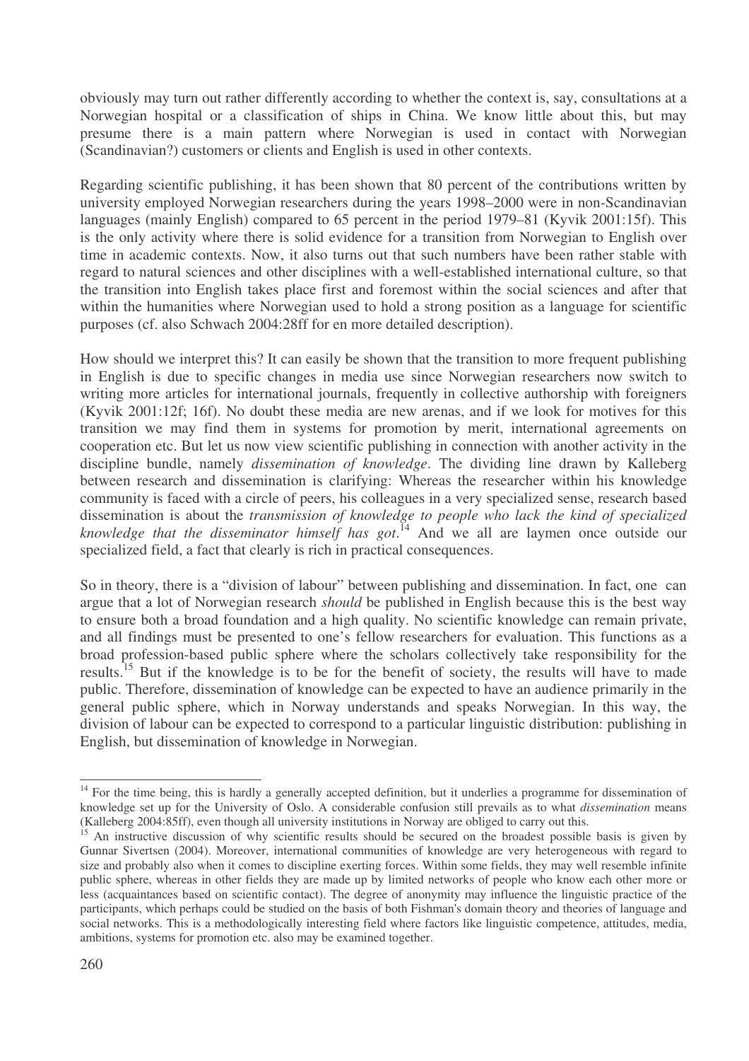obviously may turn out rather differently according to whether the context is, say, consultations at a Norwegian hospital or a classification of ships in China. We know little about this, but may presume there is a main pattern where Norwegian is used in contact with Norwegian (Scandinavian?) customers or clients and English is used in other contexts.

Regarding scientific publishing, it has been shown that 80 percent of the contributions written by university employed Norwegian researchers during the years 1998–2000 were in non-Scandinavian languages (mainly English) compared to 65 percent in the period 1979–81 (Kyvik 2001:15f). This is the only activity where there is solid evidence for a transition from Norwegian to English over time in academic contexts. Now, it also turns out that such numbers have been rather stable with regard to natural sciences and other disciplines with a well-established international culture, so that the transition into English takes place first and foremost within the social sciences and after that within the humanities where Norwegian used to hold a strong position as a language for scientific purposes (cf. also Schwach 2004:28ff for en more detailed description).

How should we interpret this? It can easily be shown that the transition to more frequent publishing in English is due to specific changes in media use since Norwegian researchers now switch to writing more articles for international journals, frequently in collective authorship with foreigners (Kyvik 2001:12f; 16f). No doubt these media are new arenas, and if we look for motives for this transition we may find them in systems for promotion by merit, international agreements on cooperation etc. But let us now view scientific publishing in connection with another activity in the discipline bundle, namely *dissemination of knowledge*. The dividing line drawn by Kalleberg between research and dissemination is clarifying: Whereas the researcher within his knowledge community is faced with a circle of peers, his colleagues in a very specialized sense, research based dissemination is about the *transmission of knowledge to people who lack the kind of specialized knowledge that the disseminator himself has got*.[14] And we all are laymen once outside our specialized field, a fact that clearly is rich in practical consequences.

So in theory, there is a "division of labour" between publishing and dissemination. In fact, one can argue that a lot of Norwegian research *should* be published in English because this is the best way to ensure both a broad foundation and a high quality. No scientific knowledge can remain private, and all findings must be presented to one's fellow researchers for evaluation. This functions as a broad profession-based public sphere where the scholars collectively take responsibility for the results.[15] But if the knowledge is to be for the benefit of society, the results will have to made public. Therefore, dissemination of knowledge can be expected to have an audience primarily in the general public sphere, which in Norway understands and speaks Norwegian. In this way, the division of labour can be expected to correspond to a particular linguistic distribution: publishing in English, but dissemination of knowledge in Norwegian.

---

[14] For the time being, this is hardly a generally accepted definition, but it underlies a programme for dissemination of knowledge set up for the University of Oslo. A considerable confusion still prevails as to what *dissemination* means (Kalleberg 2004:85ff), even though all university institutions in Norway are obliged to carry out this.

[15] An instructive discussion of why scientific results should be secured on the broadest possible basis is given by Gunnar Sivertsen (2004). Moreover, international communities of knowledge are very heterogeneous with regard to size and probably also when it comes to discipline exerting forces. Within some fields, they may well resemble infinite public sphere, whereas in other fields they are made up by limited networks of people who know each other more or less (acquaintances based on scientific contact). The degree of anonymity may influence the linguistic practice of the participants, which perhaps could be studied on the basis of both Fishman's domain theory and theories of language and social networks. This is a methodologically interesting field where factors like linguistic competence, attitudes, media, ambitions, systems for promotion etc. also may be examined together.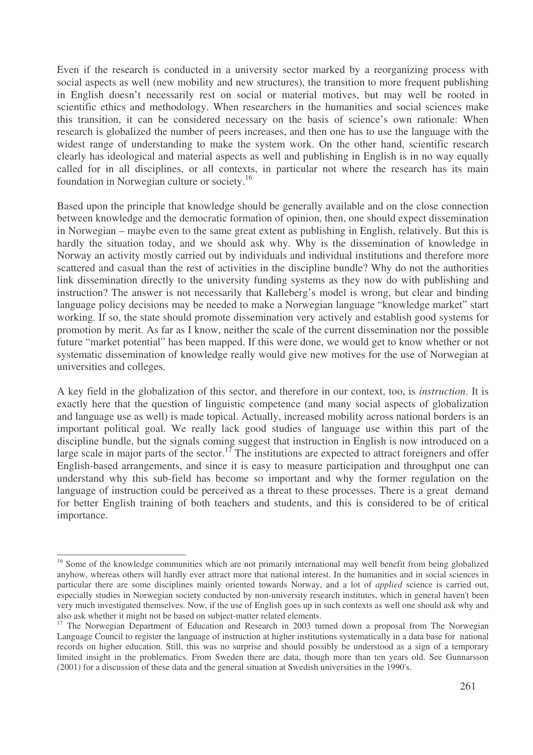Even if the research is conducted in a university sector marked by a reorganizing process with social aspects as well (new mobility and new structures), the transition to more frequent publishing in English doesn't necessarily rest on social or material motives, but may well be rooted in scientific ethics and methodology. When researchers in the humanities and social sciences make this transition, it can be considered necessary on the basis of science's own rationale: When research is globalized the number of peers increases, and then one has to use the language with the widest range of understanding to make the system work. On the other hand, scientific research clearly has ideological and material aspects as well and publishing in English is in no way equally called for in all disciplines, or all contexts, in particular not where the research has its main foundation in Norwegian culture or society.[16]

Based upon the principle that knowledge should be generally available and on the close connection between knowledge and the democratic formation of opinion, then, one should expect dissemination in Norwegian – maybe even to the same great extent as publishing in English, relatively. But this is hardly the situation today, and we should ask why. Why is the dissemination of knowledge in Norway an activity mostly carried out by individuals and individual institutions and therefore more scattered and casual than the rest of activities in the discipline bundle? Why do not the authorities link dissemination directly to the university funding systems as they now do with publishing and instruction? The answer is not necessarily that Kalleberg's model is wrong, but clear and binding language policy decisions may be needed to make a Norwegian language "knowledge market" start working. If so, the state should promote dissemination very actively and establish good systems for promotion by merit. As far as I know, neither the scale of the current dissemination nor the possible future "market potential" has been mapped. If this were done, we would get to know whether or not systematic dissemination of knowledge really would give new motives for the use of Norwegian at universities and colleges.

A key field in the globalization of this sector, and therefore in our context, too, is *instruction*. It is exactly here that the question of linguistic competence (and many social aspects of globalization and language use as well) is made topical. Actually, increased mobility across national borders is an important political goal. We really lack good studies of language use within this part of the discipline bundle, but the signals coming suggest that instruction in English is now introduced on a large scale in major parts of the sector.[17] The institutions are expected to attract foreigners and offer English-based arrangements, and since it is easy to measure participation and throughput one can understand why this sub-field has become so important and why the former regulation on the language of instruction could be perceived as a threat to these processes. There is a great demand for better English training of both teachers and students, and this is considered to be of critical importance.

---

[16] Some of the knowledge communities which are not primarily international may well benefit from being globalized anyhow, whereas others will hardly ever attract more that national interest. In the humanities and in social sciences in particular there are some disciplines mainly oriented towards Norway, and a lot of *applied* science is carried out, especially studies in Norwegian society conducted by non-university research institutes, which in general haven't been very much investigated themselves. Now, if the use of English goes up in such contexts as well one should ask why and also ask whether it might not be based on subject-matter related elements.

[17] The Norwegian Department of Education and Research in 2003 turned down a proposal from The Norwegian Language Council to register the language of instruction at higher institutions systematically in a data base for national records on higher education. Still, this was no surprise and should possibly be understood as a sign of a temporary limited insight in the problematics. From Sweden there are data, though more than ten years old. See Gunnarsson (2001) for a discussion of these data and the general situation at Swedish universities in the 1990's.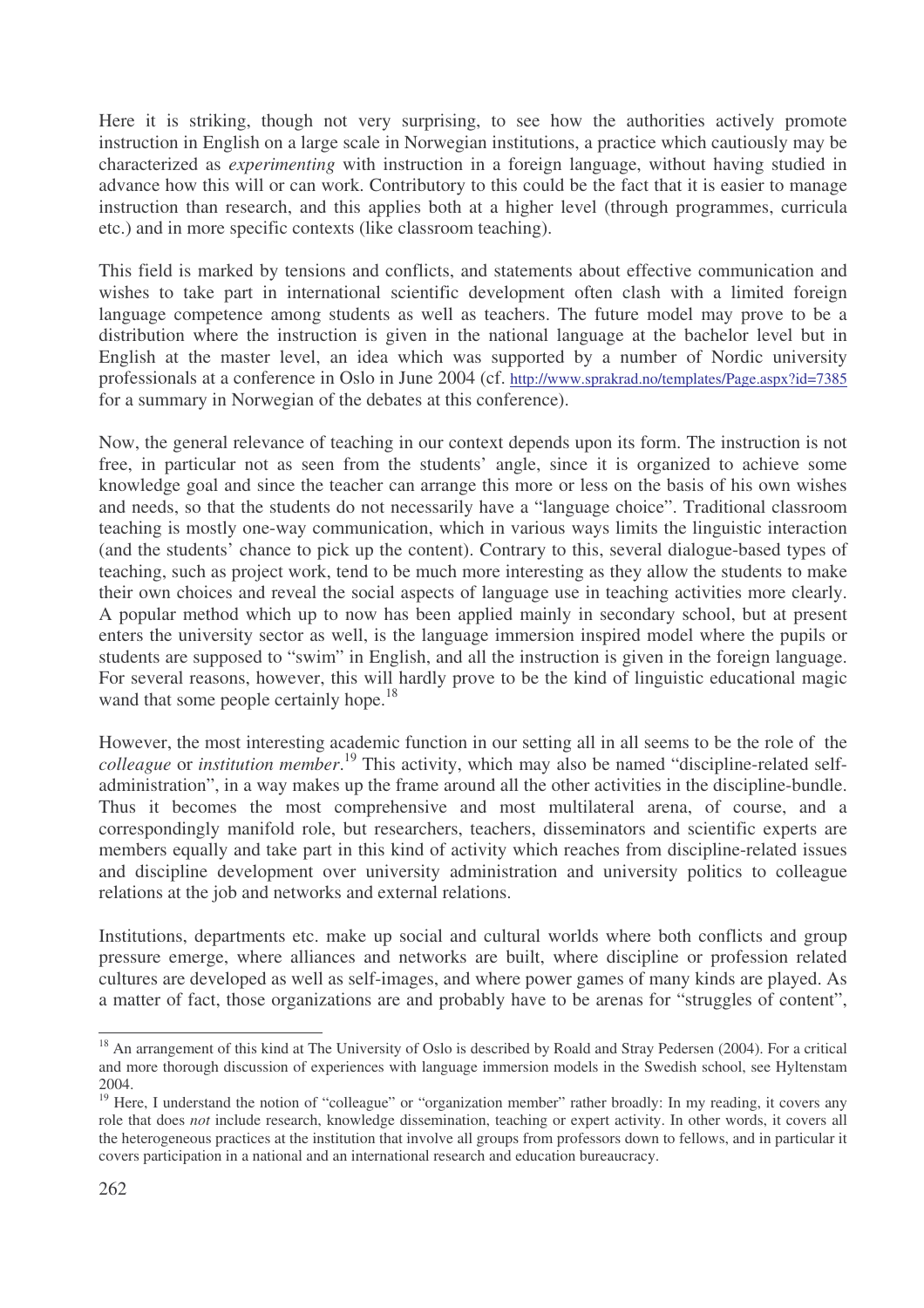Here it is striking, though not very surprising, to see how the authorities actively promote instruction in English on a large scale in Norwegian institutions, a practice which cautiously may be characterized as *experimenting* with instruction in a foreign language, without having studied in advance how this will or can work. Contributory to this could be the fact that it is easier to manage instruction than research, and this applies both at a higher level (through programmes, curricula etc.) and in more specific contexts (like classroom teaching).

This field is marked by tensions and conflicts, and statements about effective communication and wishes to take part in international scientific development often clash with a limited foreign language competence among students as well as teachers. The future model may prove to be a distribution where the instruction is given in the national language at the bachelor level but in English at the master level, an idea which was supported by a number of Nordic university professionals at a conference in Oslo in June 2004 (cf. http://www.sprakrad.no/templates/Page.aspx?id=7385 for a summary in Norwegian of the debates at this conference).

Now, the general relevance of teaching in our context depends upon its form. The instruction is not free, in particular not as seen from the students' angle, since it is organized to achieve some knowledge goal and since the teacher can arrange this more or less on the basis of his own wishes and needs, so that the students do not necessarily have a "language choice". Traditional classroom teaching is mostly one-way communication, which in various ways limits the linguistic interaction (and the students' chance to pick up the content). Contrary to this, several dialogue-based types of teaching, such as project work, tend to be much more interesting as they allow the students to make their own choices and reveal the social aspects of language use in teaching activities more clearly. A popular method which up to now has been applied mainly in secondary school, but at present enters the university sector as well, is the language immersion inspired model where the pupils or students are supposed to "swim" in English, and all the instruction is given in the foreign language. For several reasons, however, this will hardly prove to be the kind of linguistic educational magic wand that some people certainly hope.[18]

However, the most interesting academic function in our setting all in all seems to be the role of the *colleague* or *institution member*.[19] This activity, which may also be named "discipline-related self-administration", in a way makes up the frame around all the other activities in the discipline-bundle. Thus it becomes the most comprehensive and most multilateral arena, of course, and a correspondingly manifold role, but researchers, teachers, disseminators and scientific experts are members equally and take part in this kind of activity which reaches from discipline-related issues and discipline development over university administration and university politics to colleague relations at the job and networks and external relations.

Institutions, departments etc. make up social and cultural worlds where both conflicts and group pressure emerge, where alliances and networks are built, where discipline or profession related cultures are developed as well as self-images, and where power games of many kinds are played. As a matter of fact, those organizations are and probably have to be arenas for "struggles of content",

---

[18] An arrangement of this kind at The University of Oslo is described by Roald and Stray Pedersen (2004). For a critical and more thorough discussion of experiences with language immersion models in the Swedish school, see Hyltenstam 2004.

[19] Here, I understand the notion of "colleague" or "organization member" rather broadly: In my reading, it covers any role that does *not* include research, knowledge dissemination, teaching or expert activity. In other words, it covers all the heterogeneous practices at the institution that involve all groups from professors down to fellows, and in particular it covers participation in a national and an international research and education bureaucracy.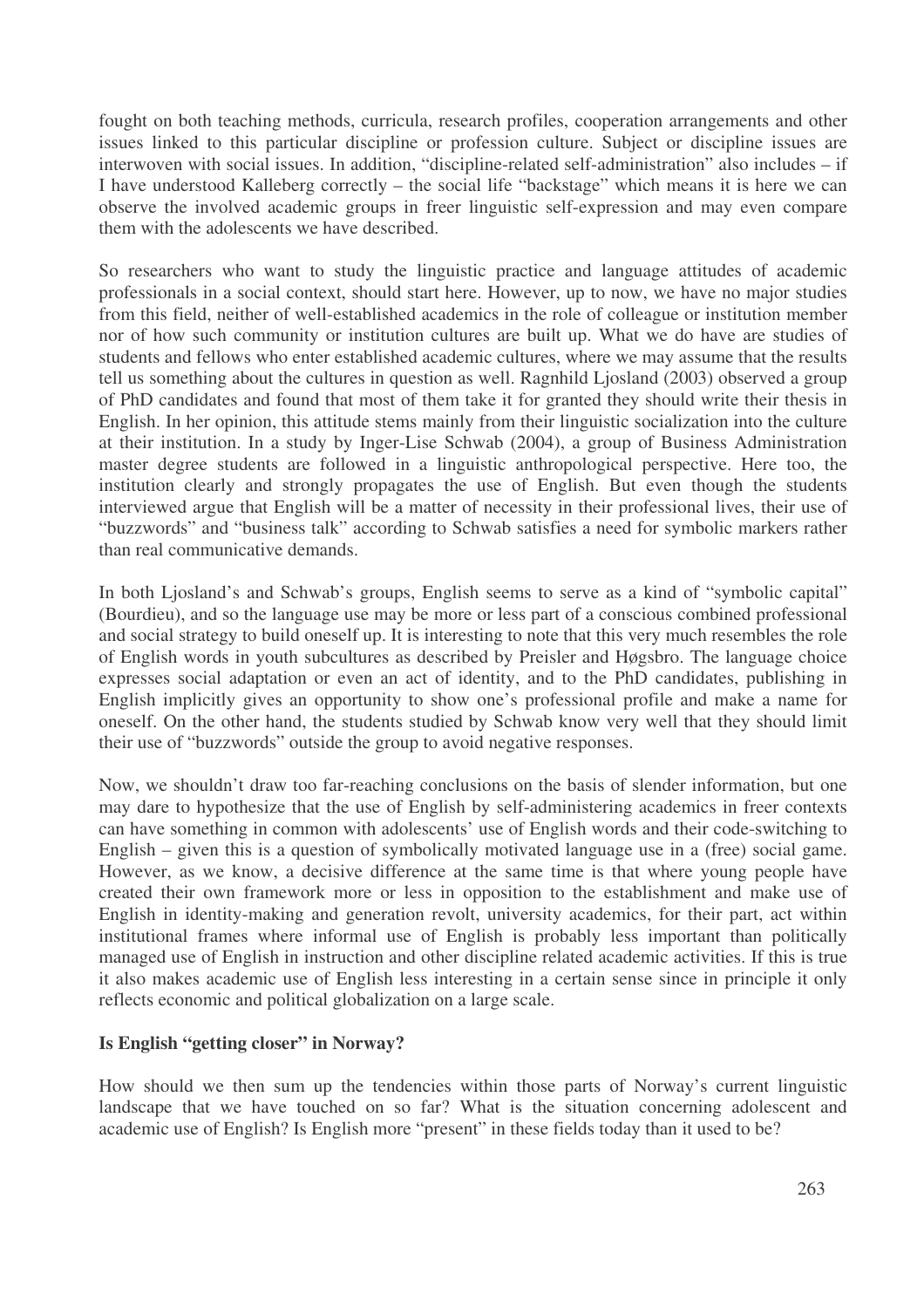fought on both teaching methods, curricula, research profiles, cooperation arrangements and other issues linked to this particular discipline or profession culture. Subject or discipline issues are interwoven with social issues. In addition, "discipline-related self-administration" also includes – if I have understood Kalleberg correctly – the social life "backstage" which means it is here we can observe the involved academic groups in freer linguistic self-expression and may even compare them with the adolescents we have described.

So researchers who want to study the linguistic practice and language attitudes of academic professionals in a social context, should start here. However, up to now, we have no major studies from this field, neither of well-established academics in the role of colleague or institution member nor of how such community or institution cultures are built up. What we do have are studies of students and fellows who enter established academic cultures, where we may assume that the results tell us something about the cultures in question as well. Ragnhild Ljosland (2003) observed a group of PhD candidates and found that most of them take it for granted they should write their thesis in English. In her opinion, this attitude stems mainly from their linguistic socialization into the culture at their institution. In a study by Inger-Lise Schwab (2004), a group of Business Administration master degree students are followed in a linguistic anthropological perspective. Here too, the institution clearly and strongly propagates the use of English. But even though the students interviewed argue that English will be a matter of necessity in their professional lives, their use of "buzzwords" and "business talk" according to Schwab satisfies a need for symbolic markers rather than real communicative demands.

In both Ljosland's and Schwab's groups, English seems to serve as a kind of "symbolic capital" (Bourdieu), and so the language use may be more or less part of a conscious combined professional and social strategy to build oneself up. It is interesting to note that this very much resembles the role of English words in youth subcultures as described by Preisler and Høgsbro. The language choice expresses social adaptation or even an act of identity, and to the PhD candidates, publishing in English implicitly gives an opportunity to show one's professional profile and make a name for oneself. On the other hand, the students studied by Schwab know very well that they should limit their use of "buzzwords" outside the group to avoid negative responses.

Now, we shouldn't draw too far-reaching conclusions on the basis of slender information, but one may dare to hypothesize that the use of English by self-administering academics in freer contexts can have something in common with adolescents' use of English words and their code-switching to English – given this is a question of symbolically motivated language use in a (free) social game. However, as we know, a decisive difference at the same time is that where young people have created their own framework more or less in opposition to the establishment and make use of English in identity-making and generation revolt, university academics, for their part, act within institutional frames where informal use of English is probably less important than politically managed use of English in instruction and other discipline related academic activities. If this is true it also makes academic use of English less interesting in a certain sense since in principle it only reflects economic and political globalization on a large scale.

**Is English "getting closer" in Norway?**

How should we then sum up the tendencies within those parts of Norway's current linguistic landscape that we have touched on so far? What is the situation concerning adolescent and academic use of English? Is English more "present" in these fields today than it used to be?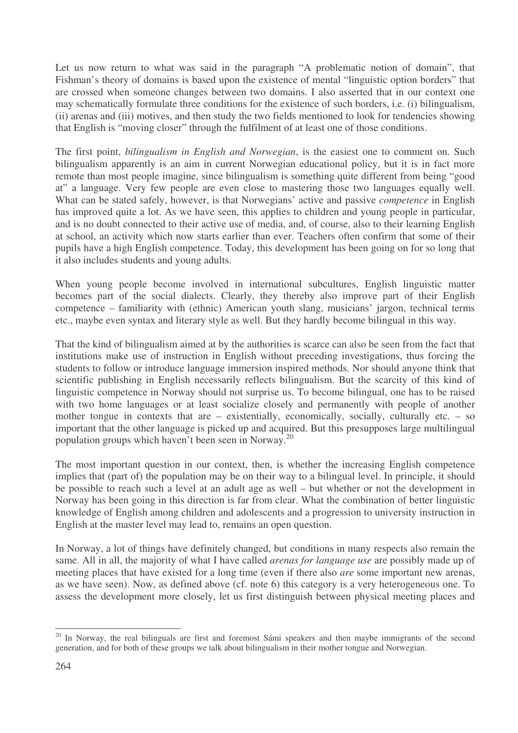Let us now return to what was said in the paragraph "A problematic notion of domain", that Fishman's theory of domains is based upon the existence of mental "linguistic option borders" that are crossed when someone changes between two domains. I also asserted that in our context one may schematically formulate three conditions for the existence of such borders, i.e. (i) bilingualism, (ii) arenas and (iii) motives, and then study the two fields mentioned to look for tendencies showing that English is "moving closer" through the fulfilment of at least one of those conditions.

The first point, *bilingualism in English and Norwegian*, is the easiest one to comment on. Such bilingualism apparently is an aim in current Norwegian educational policy, but it is in fact more remote than most people imagine, since bilingualism is something quite different from being "good at" a language. Very few people are even close to mastering those two languages equally well. What can be stated safely, however, is that Norwegians' active and passive *competence* in English has improved quite a lot. As we have seen, this applies to children and young people in particular, and is no doubt connected to their active use of media, and, of course, also to their learning English at school, an activity which now starts earlier than ever. Teachers often confirm that some of their pupils have a high English competence. Today, this development has been going on for so long that it also includes students and young adults.

When young people become involved in international subcultures, English linguistic matter becomes part of the social dialects. Clearly, they thereby also improve part of their English competence – familiarity with (ethnic) American youth slang, musicians' jargon, technical terms etc., maybe even syntax and literary style as well. But they hardly become bilingual in this way.

That the kind of bilingualism aimed at by the authorities is scarce can also be seen from the fact that institutions make use of instruction in English without preceding investigations, thus forcing the students to follow or introduce language immersion inspired methods. Nor should anyone think that scientific publishing in English necessarily reflects bilingualism. But the scarcity of this kind of linguistic competence in Norway should not surprise us. To become bilingual, one has to be raised with two home languages or at least socialize closely and permanently with people of another mother tongue in contexts that are – existentially, economically, socially, culturally etc. – so important that the other language is picked up and acquired. But this presupposes large multilingual population groups which haven't been seen in Norway.[20]

The most important question in our context, then, is whether the increasing English competence implies that (part of) the population may be on their way to a bilingual level. In principle, it should be possible to reach such a level at an adult age as well – but whether or not the development in Norway has been going in this direction is far from clear. What the combination of better linguistic knowledge of English among children and adolescents and a progression to university instruction in English at the master level may lead to, remains an open question.

In Norway, a lot of things have definitely changed, but conditions in many respects also remain the same. All in all, the majority of what I have called *arenas for language use* are possibly made up of meeting places that have existed for a long time (even if there also *are* some important new arenas, as we have seen). Now, as defined above (cf. note 6) this category is a very heterogeneous one. To assess the development more closely, let us first distinguish between physical meeting places and

[20] In Norway, the real bilinguals are first and foremost Sámi speakers and then maybe immigrants of the second generation, and for both of these groups we talk about bilingualism in their mother tongue and Norwegian.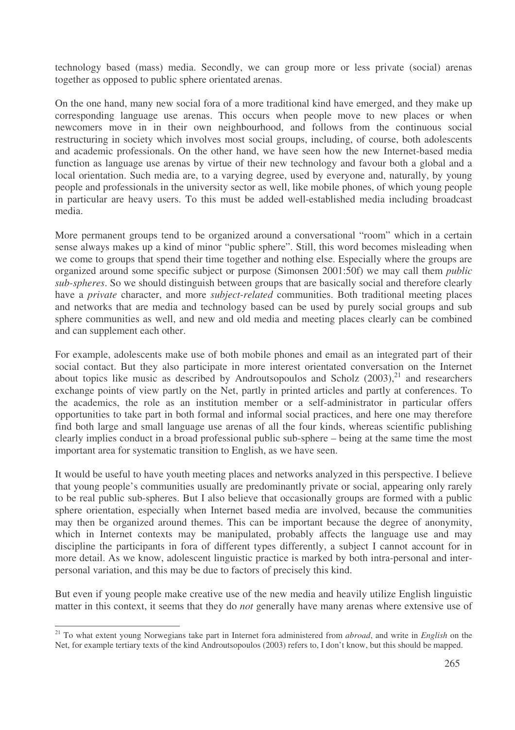technology based (mass) media. Secondly, we can group more or less private (social) arenas together as opposed to public sphere orientated arenas.

On the one hand, many new social fora of a more traditional kind have emerged, and they make up corresponding language use arenas. This occurs when people move to new places or when newcomers move in in their own neighbourhood, and follows from the continuous social restructuring in society which involves most social groups, including, of course, both adolescents and academic professionals. On the other hand, we have seen how the new Internet-based media function as language use arenas by virtue of their new technology and favour both a global and a local orientation. Such media are, to a varying degree, used by everyone and, naturally, by young people and professionals in the university sector as well, like mobile phones, of which young people in particular are heavy users. To this must be added well-established media including broadcast media.

More permanent groups tend to be organized around a conversational "room" which in a certain sense always makes up a kind of minor "public sphere". Still, this word becomes misleading when we come to groups that spend their time together and nothing else. Especially where the groups are organized around some specific subject or purpose (Simonsen 2001:50f) we may call them *public sub-spheres*. So we should distinguish between groups that are basically social and therefore clearly have a *private* character, and more *subject-related* communities. Both traditional meeting places and networks that are media and technology based can be used by purely social groups and sub sphere communities as well, and new and old media and meeting places clearly can be combined and can supplement each other.

For example, adolescents make use of both mobile phones and email as an integrated part of their social contact. But they also participate in more interest orientated conversation on the Internet about topics like music as described by Androutsopoulos and Scholz (2003),[21] and researchers exchange points of view partly on the Net, partly in printed articles and partly at conferences. To the academics, the role as an institution member or a self-administrator in particular offers opportunities to take part in both formal and informal social practices, and here one may therefore find both large and small language use arenas of all the four kinds, whereas scientific publishing clearly implies conduct in a broad professional public sub-sphere – being at the same time the most important area for systematic transition to English, as we have seen.

It would be useful to have youth meeting places and networks analyzed in this perspective. I believe that young people's communities usually are predominantly private or social, appearing only rarely to be real public sub-spheres. But I also believe that occasionally groups are formed with a public sphere orientation, especially when Internet based media are involved, because the communities may then be organized around themes. This can be important because the degree of anonymity, which in Internet contexts may be manipulated, probably affects the language use and may discipline the participants in fora of different types differently, a subject I cannot account for in more detail. As we know, adolescent linguistic practice is marked by both intra-personal and inter-personal variation, and this may be due to factors of precisely this kind.

But even if young people make creative use of the new media and heavily utilize English linguistic matter in this context, it seems that they do *not* generally have many arenas where extensive use of

[21] To what extent young Norwegians take part in Internet fora administered from *abroad*, and write in *English* on the Net, for example tertiary texts of the kind Androutsopoulos (2003) refers to, I don't know, but this should be mapped.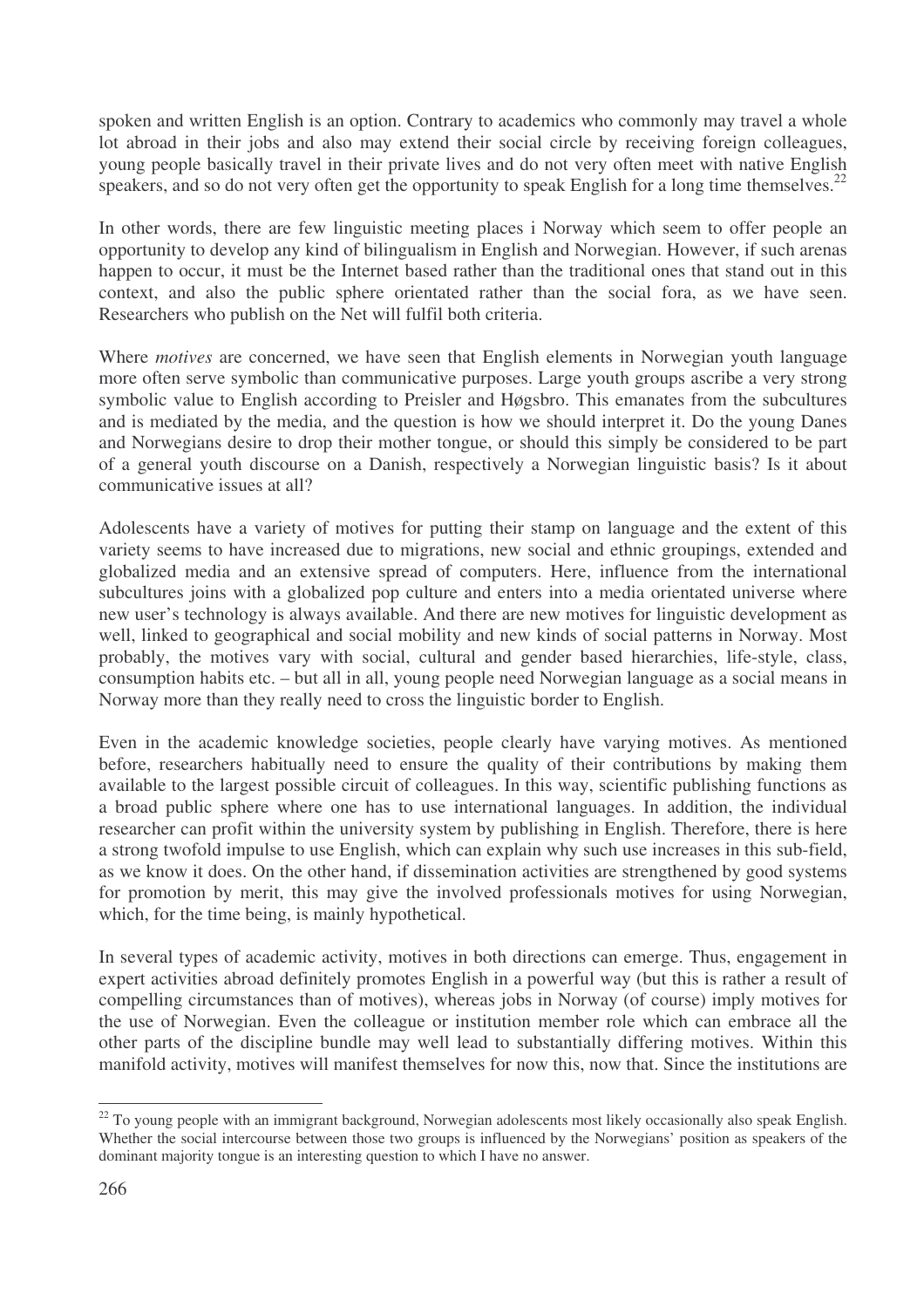spoken and written English is an option. Contrary to academics who commonly may travel a whole lot abroad in their jobs and also may extend their social circle by receiving foreign colleagues, young people basically travel in their private lives and do not very often meet with native English speakers, and so do not very often get the opportunity to speak English for a long time themselves.[22]

In other words, there are few linguistic meeting places i Norway which seem to offer people an opportunity to develop any kind of bilingualism in English and Norwegian. However, if such arenas happen to occur, it must be the Internet based rather than the traditional ones that stand out in this context, and also the public sphere orientated rather than the social fora, as we have seen. Researchers who publish on the Net will fulfil both criteria.

Where *motives* are concerned, we have seen that English elements in Norwegian youth language more often serve symbolic than communicative purposes. Large youth groups ascribe a very strong symbolic value to English according to Preisler and Høgsbro. This emanates from the subcultures and is mediated by the media, and the question is how we should interpret it. Do the young Danes and Norwegians desire to drop their mother tongue, or should this simply be considered to be part of a general youth discourse on a Danish, respectively a Norwegian linguistic basis? Is it about communicative issues at all?

Adolescents have a variety of motives for putting their stamp on language and the extent of this variety seems to have increased due to migrations, new social and ethnic groupings, extended and globalized media and an extensive spread of computers. Here, influence from the international subcultures joins with a globalized pop culture and enters into a media orientated universe where new user's technology is always available. And there are new motives for linguistic development as well, linked to geographical and social mobility and new kinds of social patterns in Norway. Most probably, the motives vary with social, cultural and gender based hierarchies, life-style, class, consumption habits etc. – but all in all, young people need Norwegian language as a social means in Norway more than they really need to cross the linguistic border to English.

Even in the academic knowledge societies, people clearly have varying motives. As mentioned before, researchers habitually need to ensure the quality of their contributions by making them available to the largest possible circuit of colleagues. In this way, scientific publishing functions as a broad public sphere where one has to use international languages. In addition, the individual researcher can profit within the university system by publishing in English. Therefore, there is here a strong twofold impulse to use English, which can explain why such use increases in this sub-field, as we know it does. On the other hand, if dissemination activities are strengthened by good systems for promotion by merit, this may give the involved professionals motives for using Norwegian, which, for the time being, is mainly hypothetical.

In several types of academic activity, motives in both directions can emerge. Thus, engagement in expert activities abroad definitely promotes English in a powerful way (but this is rather a result of compelling circumstances than of motives), whereas jobs in Norway (of course) imply motives for the use of Norwegian. Even the colleague or institution member role which can embrace all the other parts of the discipline bundle may well lead to substantially differing motives. Within this manifold activity, motives will manifest themselves for now this, now that. Since the institutions are

[22] To young people with an immigrant background, Norwegian adolescents most likely occasionally also speak English. Whether the social intercourse between those two groups is influenced by the Norwegians' position as speakers of the dominant majority tongue is an interesting question to which I have no answer.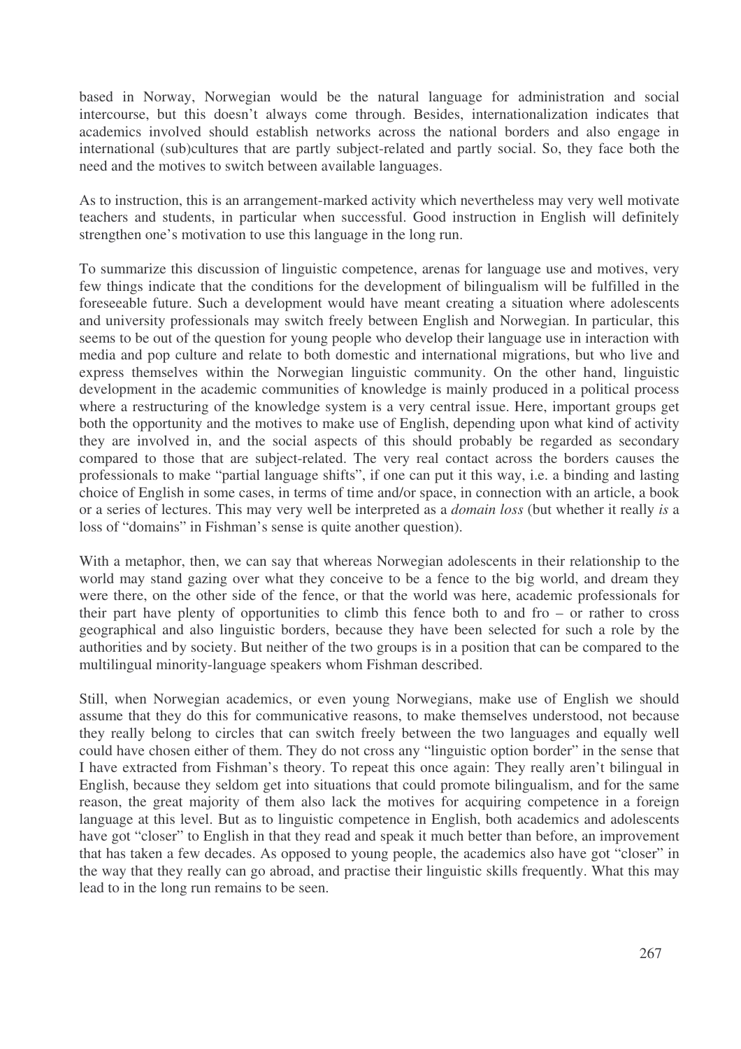based in Norway, Norwegian would be the natural language for administration and social intercourse, but this doesn't always come through. Besides, internationalization indicates that academics involved should establish networks across the national borders and also engage in international (sub)cultures that are partly subject-related and partly social. So, they face both the need and the motives to switch between available languages.

As to instruction, this is an arrangement-marked activity which nevertheless may very well motivate teachers and students, in particular when successful. Good instruction in English will definitely strengthen one's motivation to use this language in the long run.

To summarize this discussion of linguistic competence, arenas for language use and motives, very few things indicate that the conditions for the development of bilingualism will be fulfilled in the foreseeable future. Such a development would have meant creating a situation where adolescents and university professionals may switch freely between English and Norwegian. In particular, this seems to be out of the question for young people who develop their language use in interaction with media and pop culture and relate to both domestic and international migrations, but who live and express themselves within the Norwegian linguistic community. On the other hand, linguistic development in the academic communities of knowledge is mainly produced in a political process where a restructuring of the knowledge system is a very central issue. Here, important groups get both the opportunity and the motives to make use of English, depending upon what kind of activity they are involved in, and the social aspects of this should probably be regarded as secondary compared to those that are subject-related. The very real contact across the borders causes the professionals to make "partial language shifts", if one can put it this way, i.e. a binding and lasting choice of English in some cases, in terms of time and/or space, in connection with an article, a book or a series of lectures. This may very well be interpreted as a *domain loss* (but whether it really *is* a loss of "domains" in Fishman's sense is quite another question).

With a metaphor, then, we can say that whereas Norwegian adolescents in their relationship to the world may stand gazing over what they conceive to be a fence to the big world, and dream they were there, on the other side of the fence, or that the world was here, academic professionals for their part have plenty of opportunities to climb this fence both to and fro – or rather to cross geographical and also linguistic borders, because they have been selected for such a role by the authorities and by society. But neither of the two groups is in a position that can be compared to the multilingual minority-language speakers whom Fishman described.

Still, when Norwegian academics, or even young Norwegians, make use of English we should assume that they do this for communicative reasons, to make themselves understood, not because they really belong to circles that can switch freely between the two languages and equally well could have chosen either of them. They do not cross any "linguistic option border" in the sense that I have extracted from Fishman's theory. To repeat this once again: They really aren't bilingual in English, because they seldom get into situations that could promote bilingualism, and for the same reason, the great majority of them also lack the motives for acquiring competence in a foreign language at this level. But as to linguistic competence in English, both academics and adolescents have got "closer" to English in that they read and speak it much better than before, an improvement that has taken a few decades. As opposed to young people, the academics also have got "closer" in the way that they really can go abroad, and practise their linguistic skills frequently. What this may lead to in the long run remains to be seen.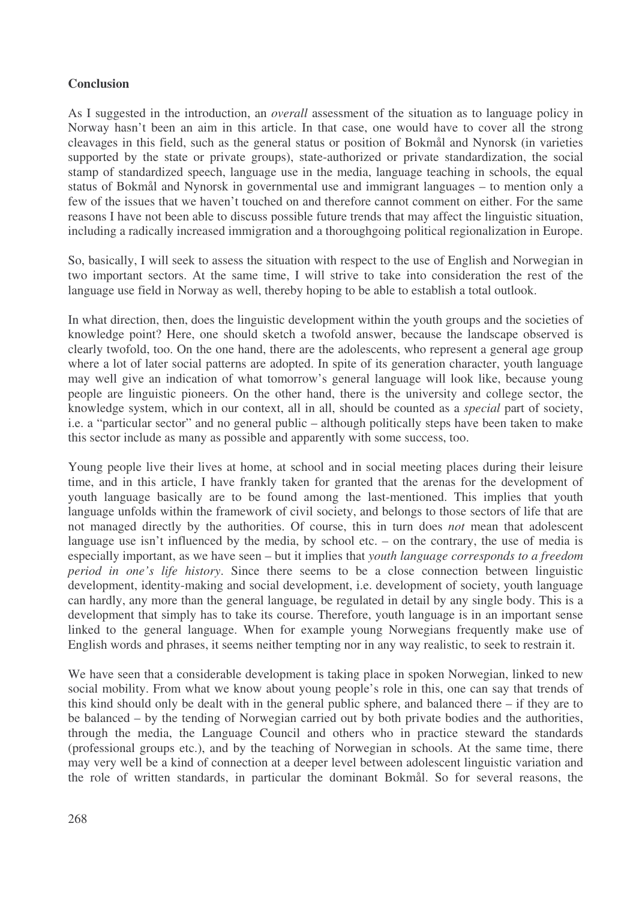**Conclusion**

As I suggested in the introduction, an *overall* assessment of the situation as to language policy in Norway hasn't been an aim in this article. In that case, one would have to cover all the strong cleavages in this field, such as the general status or position of Bokmål and Nynorsk (in varieties supported by the state or private groups), state-authorized or private standardization, the social stamp of standardized speech, language use in the media, language teaching in schools, the equal status of Bokmål and Nynorsk in governmental use and immigrant languages – to mention only a few of the issues that we haven't touched on and therefore cannot comment on either. For the same reasons I have not been able to discuss possible future trends that may affect the linguistic situation, including a radically increased immigration and a thoroughgoing political regionalization in Europe.

So, basically, I will seek to assess the situation with respect to the use of English and Norwegian in two important sectors. At the same time, I will strive to take into consideration the rest of the language use field in Norway as well, thereby hoping to be able to establish a total outlook.

In what direction, then, does the linguistic development within the youth groups and the societies of knowledge point? Here, one should sketch a twofold answer, because the landscape observed is clearly twofold, too. On the one hand, there are the adolescents, who represent a general age group where a lot of later social patterns are adopted. In spite of its generation character, youth language may well give an indication of what tomorrow's general language will look like, because young people are linguistic pioneers. On the other hand, there is the university and college sector, the knowledge system, which in our context, all in all, should be counted as a *special* part of society, i.e. a "particular sector" and no general public – although politically steps have been taken to make this sector include as many as possible and apparently with some success, too.

Young people live their lives at home, at school and in social meeting places during their leisure time, and in this article, I have frankly taken for granted that the arenas for the development of youth language basically are to be found among the last-mentioned. This implies that youth language unfolds within the framework of civil society, and belongs to those sectors of life that are not managed directly by the authorities. Of course, this in turn does *not* mean that adolescent language use isn't influenced by the media, by school etc. – on the contrary, the use of media is especially important, as we have seen – but it implies that *youth language corresponds to a freedom period in one's life history*. Since there seems to be a close connection between linguistic development, identity-making and social development, i.e. development of society, youth language can hardly, any more than the general language, be regulated in detail by any single body. This is a development that simply has to take its course. Therefore, youth language is in an important sense linked to the general language. When for example young Norwegians frequently make use of English words and phrases, it seems neither tempting nor in any way realistic, to seek to restrain it.

We have seen that a considerable development is taking place in spoken Norwegian, linked to new social mobility. From what we know about young people's role in this, one can say that trends of this kind should only be dealt with in the general public sphere, and balanced there – if they are to be balanced – by the tending of Norwegian carried out by both private bodies and the authorities, through the media, the Language Council and others who in practice steward the standards (professional groups etc.), and by the teaching of Norwegian in schools. At the same time, there may very well be a kind of connection at a deeper level between adolescent linguistic variation and the role of written standards, in particular the dominant Bokmål. So for several reasons, the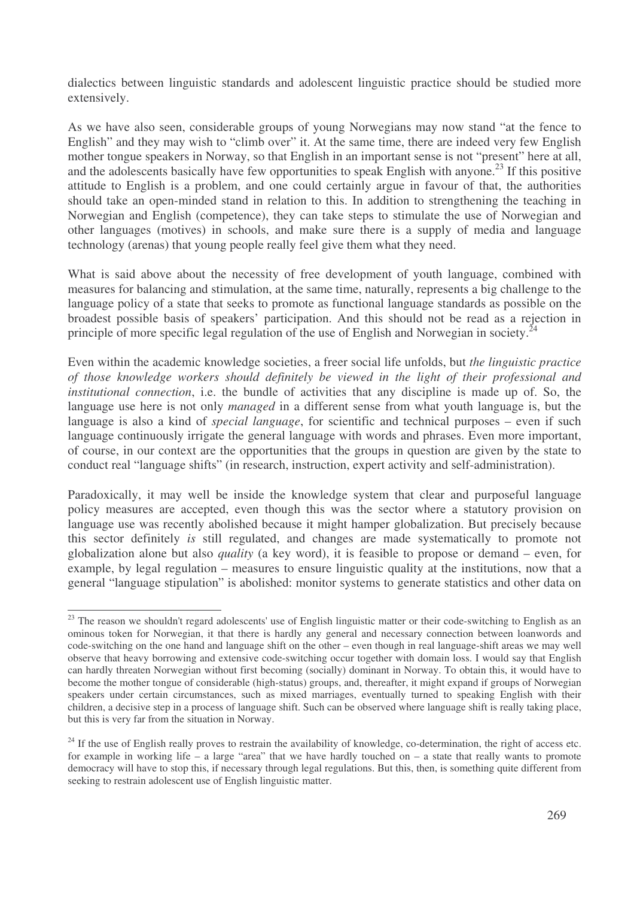dialectics between linguistic standards and adolescent linguistic practice should be studied more extensively.

As we have also seen, considerable groups of young Norwegians may now stand "at the fence to English" and they may wish to "climb over" it. At the same time, there are indeed very few English mother tongue speakers in Norway, so that English in an important sense is not "present" here at all, and the adolescents basically have few opportunities to speak English with anyone.[23] If this positive attitude to English is a problem, and one could certainly argue in favour of that, the authorities should take an open-minded stand in relation to this. In addition to strengthening the teaching in Norwegian and English (competence), they can take steps to stimulate the use of Norwegian and other languages (motives) in schools, and make sure there is a supply of media and language technology (arenas) that young people really feel give them what they need.

What is said above about the necessity of free development of youth language, combined with measures for balancing and stimulation, at the same time, naturally, represents a big challenge to the language policy of a state that seeks to promote as functional language standards as possible on the broadest possible basis of speakers' participation. And this should not be read as a rejection in principle of more specific legal regulation of the use of English and Norwegian in society.[24]

Even within the academic knowledge societies, a freer social life unfolds, but *the linguistic practice of those knowledge workers should definitely be viewed in the light of their professional and institutional connection*, i.e. the bundle of activities that any discipline is made up of. So, the language use here is not only *managed* in a different sense from what youth language is, but the language is also a kind of *special language*, for scientific and technical purposes – even if such language continuously irrigate the general language with words and phrases. Even more important, of course, in our context are the opportunities that the groups in question are given by the state to conduct real "language shifts" (in research, instruction, expert activity and self-administration).

Paradoxically, it may well be inside the knowledge system that clear and purposeful language policy measures are accepted, even though this was the sector where a statutory provision on language use was recently abolished because it might hamper globalization. But precisely because this sector definitely *is* still regulated, and changes are made systematically to promote not globalization alone but also *quality* (a key word), it is feasible to propose or demand – even, for example, by legal regulation – measures to ensure linguistic quality at the institutions, now that a general "language stipulation" is abolished: monitor systems to generate statistics and other data on

---

[23] The reason we shouldn't regard adolescents' use of English linguistic matter or their code-switching to English as an ominous token for Norwegian, it that there is hardly any general and necessary connection between loanwords and code-switching on the one hand and language shift on the other – even though in real language-shift areas we may well observe that heavy borrowing and extensive code-switching occur together with domain loss. I would say that English can hardly threaten Norwegian without first becoming (socially) dominant in Norway. To obtain this, it would have to become the mother tongue of considerable (high-status) groups, and, thereafter, it might expand if groups of Norwegian speakers under certain circumstances, such as mixed marriages, eventually turned to speaking English with their children, a decisive step in a process of language shift. Such can be observed where language shift is really taking place, but this is very far from the situation in Norway.

[24] If the use of English really proves to restrain the availability of knowledge, co-determination, the right of access etc. for example in working life – a large "area" that we have hardly touched on – a state that really wants to promote democracy will have to stop this, if necessary through legal regulations. But this, then, is something quite different from seeking to restrain adolescent use of English linguistic matter.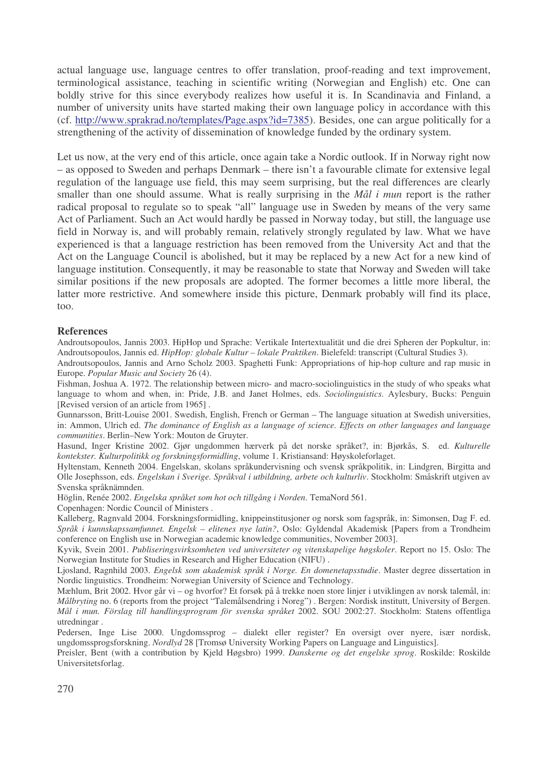actual language use, language centres to offer translation, proof-reading and text improvement, terminological assistance, teaching in scientific writing (Norwegian and English) etc. One can boldly strive for this since everybody realizes how useful it is. In Scandinavia and Finland, a number of university units have started making their own language policy in accordance with this (cf. http://www.sprakrad.no/templates/Page.aspx?id=7385). Besides, one can argue politically for a strengthening of the activity of dissemination of knowledge funded by the ordinary system.

Let us now, at the very end of this article, once again take a Nordic outlook. If in Norway right now – as opposed to Sweden and perhaps Denmark – there isn't a favourable climate for extensive legal regulation of the language use field, this may seem surprising, but the real differences are clearly smaller than one should assume. What is really surprising in the *Mål i mun* report is the rather radical proposal to regulate so to speak "all" language use in Sweden by means of the very same Act of Parliament. Such an Act would hardly be passed in Norway today, but still, the language use field in Norway is, and will probably remain, relatively strongly regulated by law. What we have experienced is that a language restriction has been removed from the University Act and that the Act on the Language Council is abolished, but it may be replaced by a new Act for a new kind of language institution. Consequently, it may be reasonable to state that Norway and Sweden will take similar positions if the new proposals are adopted. The former becomes a little more liberal, the latter more restrictive. And somewhere inside this picture, Denmark probably will find its place, too.

## References

Androutsopoulos, Jannis 2003. HipHop und Sprache: Vertikale Intertextualität und die drei Spheren der Popkultur, in: Androutsopoulos, Jannis ed. *HipHop: globale Kultur – lokale Praktiken*. Bielefeld: transcript (Cultural Studies 3).

Androutsopoulos, Jannis and Arno Scholz 2003. Spaghetti Funk: Appropriations of hip-hop culture and rap music in Europe. *Popular Music and Society* 26 (4).

Fishman, Joshua A. 1972. The relationship between micro- and macro-sociolinguistics in the study of who speaks what language to whom and when, in: Pride, J.B. and Janet Holmes, eds. *Sociolinguistics*. Aylesbury, Bucks: Penguin [Revised version of an article from 1965] .

Gunnarsson, Britt-Louise 2001. Swedish, English, French or German – The language situation at Swedish universities, in: Ammon, Ulrich ed. *The dominance of English as a language of science. Effects on other languages and language communities*. Berlin–New York: Mouton de Gruyter.

Hasund, Inger Kristine 2002. Gjør ungdommen hærverk på det norske språket?, in: Bjørkås, S. ed. *Kulturelle kontekster. Kulturpolitikk og forskningsformidling*, volume 1. Kristiansand: Høyskoleforlaget.

Hyltenstam, Kenneth 2004. Engelskan, skolans språkundervisning och svensk språkpolitik, in: Lindgren, Birgitta and Olle Josephsson, eds. *Engelskan i Sverige. Språkval i utbildning, arbete och kulturliv*. Stockholm: Småskrift utgiven av Svenska språknämnden.

Höglin, Renée 2002. *Engelska språket som hot och tillgång i Norden*. TemaNord 561.
Copenhagen: Nordic Council of Ministers .

Kalleberg, Ragnvald 2004. Forskningsformidling, knippeinstitusjoner og norsk som fagspråk, in: Simonsen, Dag F. ed. *Språk i kunnskapssamfunnet. Engelsk – elitenes nye latin?*, Oslo: Gyldendal Akademisk [Papers from a Trondheim conference on English use in Norwegian academic knowledge communities, November 2003].

Kyvik, Svein 2001. *Publiseringsvirksomheten ved universiteter og vitenskapelige høgskoler*. Report no 15. Oslo: The Norwegian Institute for Studies in Research and Higher Education (NIFU) .

Ljosland, Ragnhild 2003. *Engelsk som akademisk språk i Norge. En domenetapsstudie*. Master degree dissertation in Nordic linguistics. Trondheim: Norwegian University of Science and Technology.

Mæhlum, Brit 2002. Hvor går vi – og hvorfor? Et forsøk på å trekke noen store linjer i utviklingen av norsk talemål, in: *Målbryting* no. 6 (reports from the project "Talemålsendring i Noreg") . Bergen: Nordisk institutt, University of Bergen.

*Mål i mun. Förslag till handlingsprogram för svenska språket* 2002. SOU 2002:27. Stockholm: Statens offentliga utredningar .

Pedersen, Inge Lise 2000. Ungdomssprog – dialekt eller register? En oversigt over nyere, især nordisk, ungdomssprogsforskning. *Nordlyd* 28 [Tromsø University Working Papers on Language and Linguistics].

Preisler, Bent (with a contribution by Kjeld Høgsbro) 1999. *Danskerne og det engelske sprog*. Roskilde: Roskilde Universitetsforlag.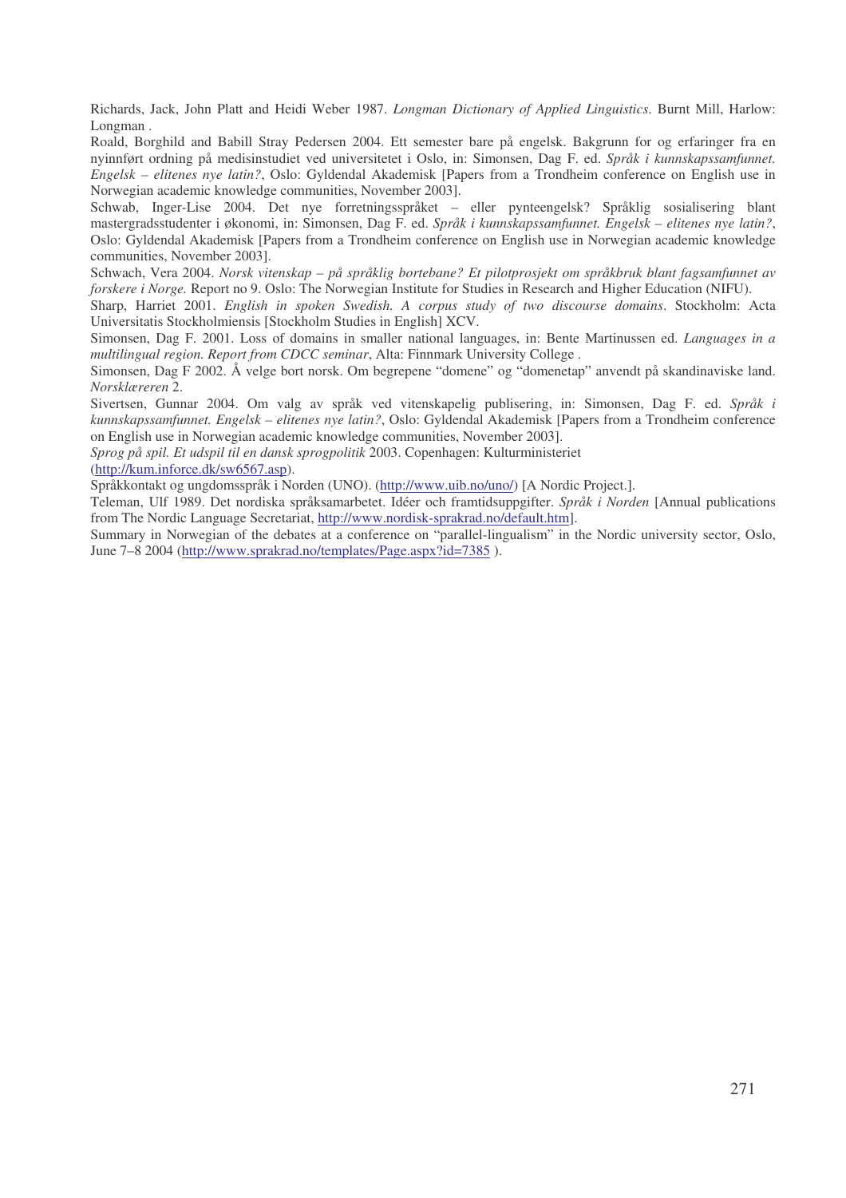Richards, Jack, John Platt and Heidi Weber 1987. *Longman Dictionary of Applied Linguistics*. Burnt Mill, Harlow: Longman .

Roald, Borghild and Babill Stray Pedersen 2004. Ett semester bare på engelsk. Bakgrunn for og erfaringer fra en nyinnført ordning på medisinstudiet ved universitetet i Oslo, in: Simonsen, Dag F. ed. *Språk i kunnskapssamfunnet. Engelsk – elitenes nye latin?*, Oslo: Gyldendal Akademisk [Papers from a Trondheim conference on English use in Norwegian academic knowledge communities, November 2003].

Schwab, Inger-Lise 2004. Det nye forretningsspråket – eller pynteengelsk? Språklig sosialisering blant mastergradsstudenter i økonomi, in: Simonsen, Dag F. ed. *Språk i kunnskapssamfunnet. Engelsk – elitenes nye latin?*, Oslo: Gyldendal Akademisk [Papers from a Trondheim conference on English use in Norwegian academic knowledge communities, November 2003].

Schwach, Vera 2004. *Norsk vitenskap – på språklig bortebane? Et pilotprosjekt om språkbruk blant fagsamfunnet av forskere i Norge.* Report no 9. Oslo: The Norwegian Institute for Studies in Research and Higher Education (NIFU).

Sharp, Harriet 2001. *English in spoken Swedish. A corpus study of two discourse domains*. Stockholm: Acta Universitatis Stockholmiensis [Stockholm Studies in English] XCV.

Simonsen, Dag F. 2001. Loss of domains in smaller national languages, in: Bente Martinussen ed. *Languages in a multilingual region. Report from CDCC seminar*, Alta: Finnmark University College .

Simonsen, Dag F 2002. Å velge bort norsk. Om begrepene "domene" og "domenetap" anvendt på skandinaviske land. *Norsklæreren* 2.

Sivertsen, Gunnar 2004. Om valg av språk ved vitenskapelig publisering, in: Simonsen, Dag F. ed. *Språk i kunnskapssamfunnet. Engelsk – elitenes nye latin?*, Oslo: Gyldendal Akademisk [Papers from a Trondheim conference on English use in Norwegian academic knowledge communities, November 2003].

*Sprog på spil. Et udspil til en dansk sprogpolitik* 2003. Copenhagen: Kulturministeriet (http://kum.inforce.dk/sw6567.asp).

Språkkontakt og ungdomsspråk i Norden (UNO). (http://www.uib.no/uno/) [A Nordic Project.].

Teleman, Ulf 1989. Det nordiska språksamarbetet. Idéer och framtidsuppgifter. *Språk i Norden* [Annual publications from The Nordic Language Secretariat, http://www.nordisk-sprakrad.no/default.htm].

Summary in Norwegian of the debates at a conference on "parallel-lingualism" in the Nordic university sector, Oslo, June 7–8 2004 (http://www.sprakrad.no/templates/Page.aspx?id=7385 ).